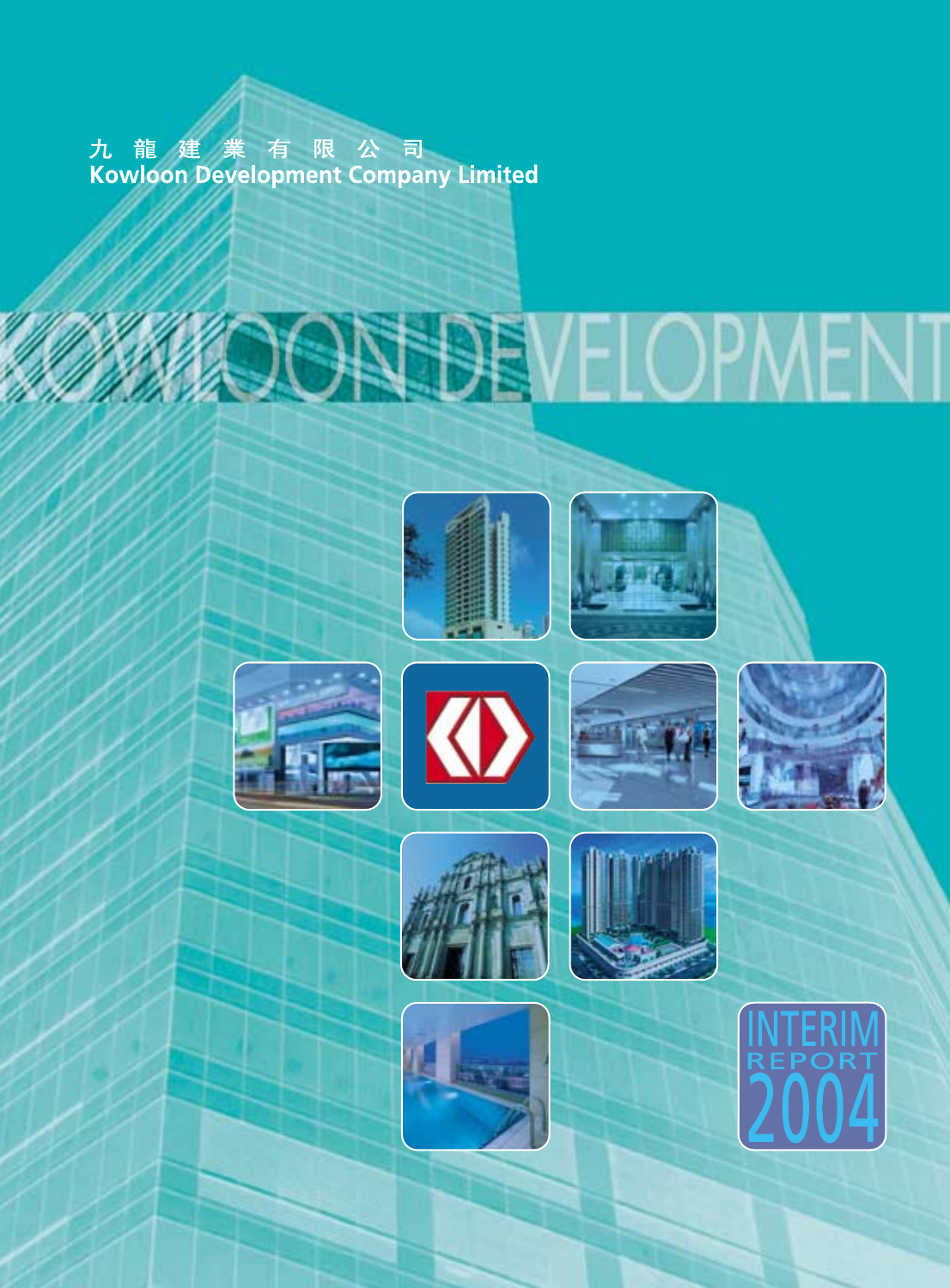九龍建業有限公司
Kowloon Development Company Limited

KOWLOON DEVELOPMENT

INTERIM REPORT 2004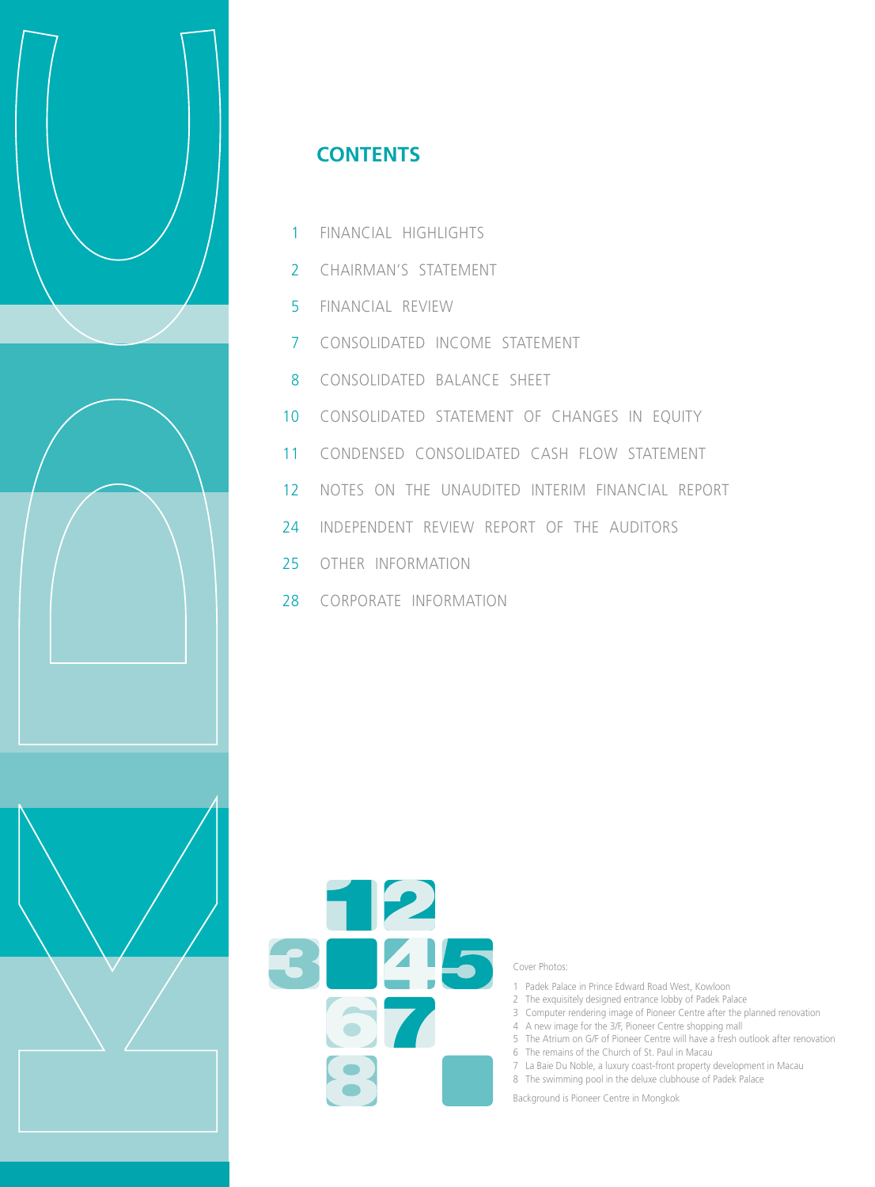## CONTENTS

| | |
|---|---|
| 1 | FINANCIAL HIGHLIGHTS |
| 2 | CHAIRMAN'S STATEMENT |
| 5 | FINANCIAL REVIEW |
| 7 | CONSOLIDATED INCOME STATEMENT |
| 8 | CONSOLIDATED BALANCE SHEET |
| 10 | CONSOLIDATED STATEMENT OF CHANGES IN EQUITY |
| 11 | CONDENSED CONSOLIDATED CASH FLOW STATEMENT |
| 12 | NOTES ON THE UNAUDITED INTERIM FINANCIAL REPORT |
| 24 | INDEPENDENT REVIEW REPORT OF THE AUDITORS |
| 25 | OTHER INFORMATION |
| 28 | CORPORATE INFORMATION |

Cover Photos:

1. Padek Palace in Prince Edward Road West, Kowloon
2. The exquisitely designed entrance lobby of Padek Palace
3. Computer rendering image of Pioneer Centre after the planned renovation
4. A new image for the 3/F, Pioneer Centre shopping mall
5. The Atrium on G/F of Pioneer Centre will have a fresh outlook after renovation
6. The remains of the Church of St. Paul in Macau
7. La Baie Du Noble, a luxury coast-front property development in Macau
8. The swimming pool in the deluxe clubhouse of Padek Palace

Background is Pioneer Centre in Mongkok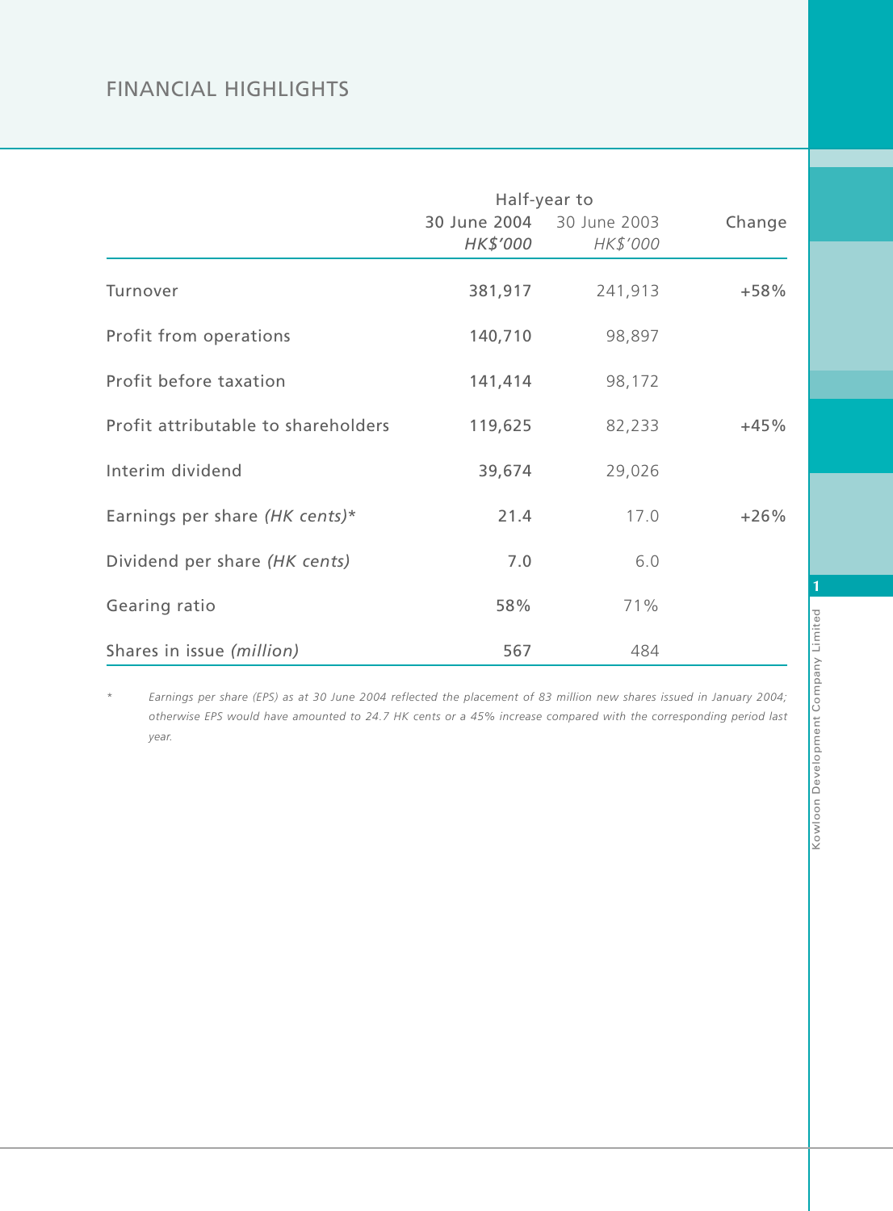# FINANCIAL HIGHLIGHTS

| | Half-year to 30 June 2004 HK$'000 | Half-year to 30 June 2003 HK$'000 | Change |
|---|---|---|---|
| Turnover | **381,917** | 241,913 | +58% |
| Profit from operations | **140,710** | 98,897 | |
| Profit before taxation | **141,414** | 98,172 | |
| Profit attributable to shareholders | **119,625** | 82,233 | +45% |
| Interim dividend | **39,674** | 29,026 | |
| Earnings per share *(HK cents)** | **21.4** | 17.0 | +26% |
| Dividend per share *(HK cents)* | **7.0** | 6.0 | |
| Gearing ratio | **58%** | 71% | |
| Shares in issue *(million)* | **567** | 484 | |

\* *Earnings per share (EPS) as at 30 June 2004 reflected the placement of 83 million new shares issued in January 2004; otherwise EPS would have amounted to 24.7 HK cents or a 45% increase compared with the corresponding period last year.*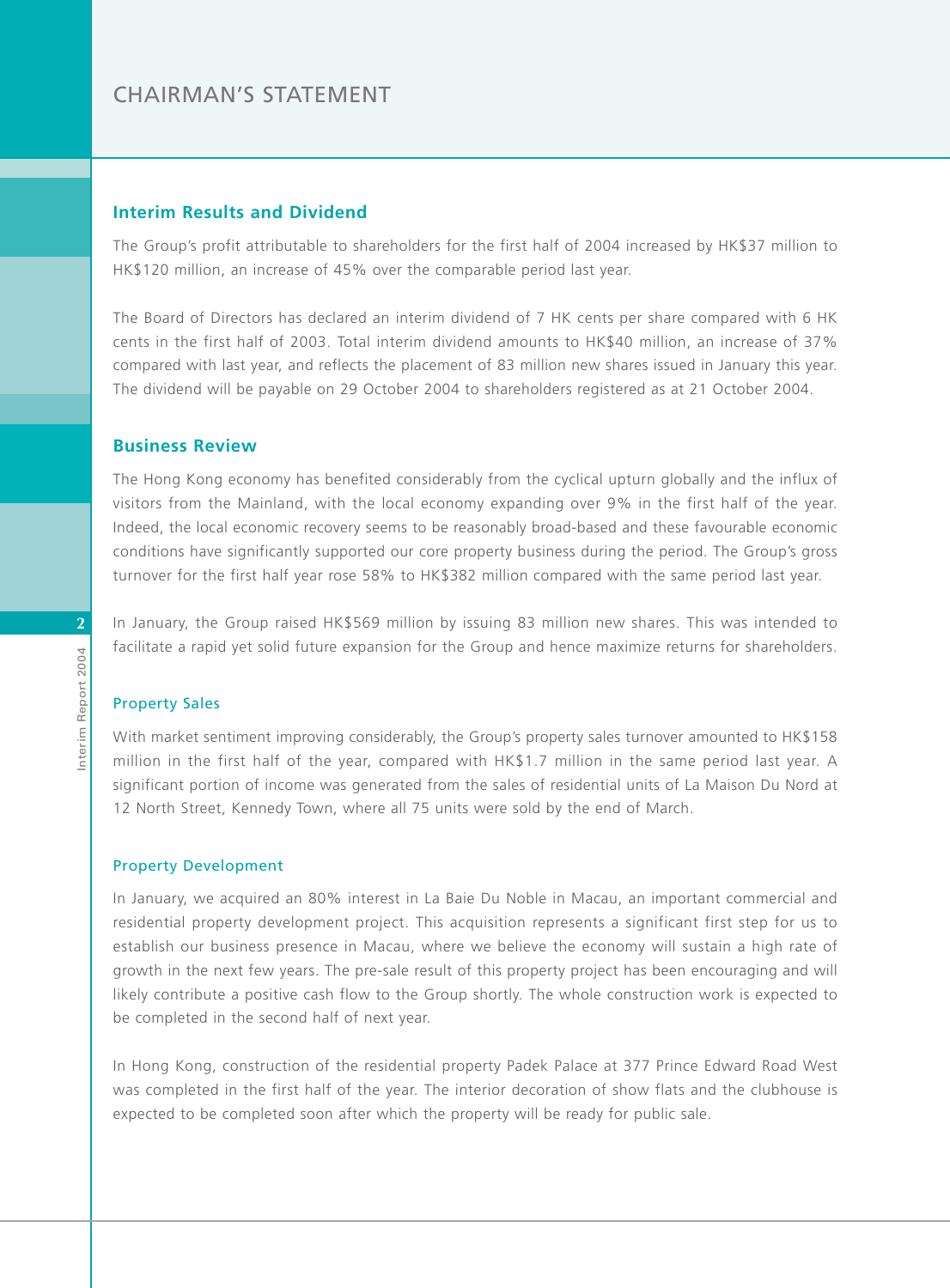# CHAIRMAN'S STATEMENT

## Interim Results and Dividend

The Group's profit attributable to shareholders for the first half of 2004 increased by HK$37 million to HK$120 million, an increase of 45% over the comparable period last year.

The Board of Directors has declared an interim dividend of 7 HK cents per share compared with 6 HK cents in the first half of 2003. Total interim dividend amounts to HK$40 million, an increase of 37% compared with last year, and reflects the placement of 83 million new shares issued in January this year. The dividend will be payable on 29 October 2004 to shareholders registered as at 21 October 2004.

## Business Review

The Hong Kong economy has benefited considerably from the cyclical upturn globally and the influx of visitors from the Mainland, with the local economy expanding over 9% in the first half of the year. Indeed, the local economic recovery seems to be reasonably broad-based and these favourable economic conditions have significantly supported our core property business during the period. The Group's gross turnover for the first half year rose 58% to HK$382 million compared with the same period last year.

In January, the Group raised HK$569 million by issuing 83 million new shares. This was intended to facilitate a rapid yet solid future expansion for the Group and hence maximize returns for shareholders.

### Property Sales

With market sentiment improving considerably, the Group's property sales turnover amounted to HK$158 million in the first half of the year, compared with HK$1.7 million in the same period last year. A significant portion of income was generated from the sales of residential units of La Maison Du Nord at 12 North Street, Kennedy Town, where all 75 units were sold by the end of March.

### Property Development

In January, we acquired an 80% interest in La Baie Du Noble in Macau, an important commercial and residential property development project. This acquisition represents a significant first step for us to establish our business presence in Macau, where we believe the economy will sustain a high rate of growth in the next few years. The pre-sale result of this property project has been encouraging and will likely contribute a positive cash flow to the Group shortly. The whole construction work is expected to be completed in the second half of next year.

In Hong Kong, construction of the residential property Padek Palace at 377 Prince Edward Road West was completed in the first half of the year. The interior decoration of show flats and the clubhouse is expected to be completed soon after which the property will be ready for public sale.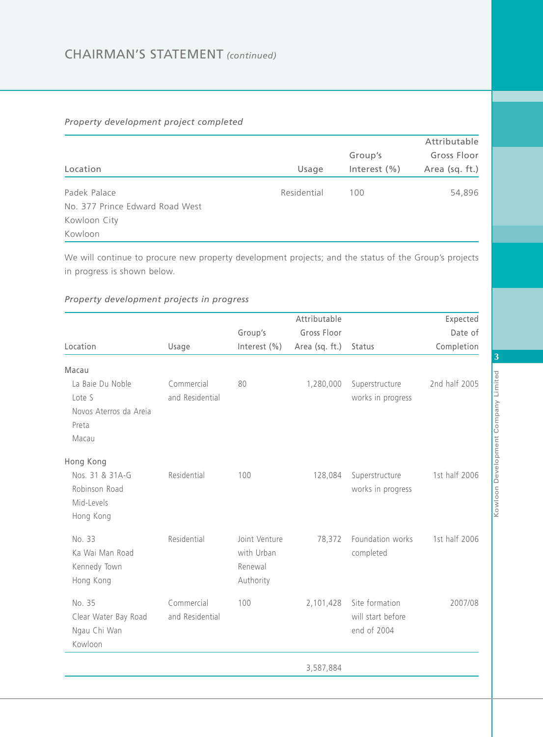## CHAIRMAN'S STATEMENT *(continued)*

*Property development project completed*

| Location | Usage | Group's Interest (%) | Attributable Gross Floor Area (sq. ft.) |
|---|---|---|---|
| Padek Palace No. 377 Prince Edward Road West Kowloon City Kowloon | Residential | 100 | 54,896 |

We will continue to procure new property development projects; and the status of the Group's projects in progress is shown below.

*Property development projects in progress*

| Location | Usage | Group's Interest (%) | Attributable Gross Floor Area (sq. ft.) | Status | Expected Date of Completion |
|---|---|---|---|---|---|
| **Macau** | | | | | |
| La Baie Du Noble Lote S Novos Aterros da Areia Preta Macau | Commercial and Residential | 80 | 1,280,000 | Superstructure works in progress | 2nd half 2005 |
| **Hong Kong** | | | | | |
| Nos. 31 & 31A-G Robinson Road Mid-Levels Hong Kong | Residential | 100 | 128,084 | Superstructure works in progress | 1st half 2006 |
| No. 33 Ka Wai Man Road Kennedy Town Hong Kong | Residential | Joint Venture with Urban Renewal Authority | 78,372 | Foundation works completed | 1st half 2006 |
| No. 35 Clear Water Bay Road Ngau Chi Wan Kowloon | Commercial and Residential | 100 | 2,101,428 | Site formation will start before end of 2004 | 2007/08 |
| | | | 3,587,884 | | |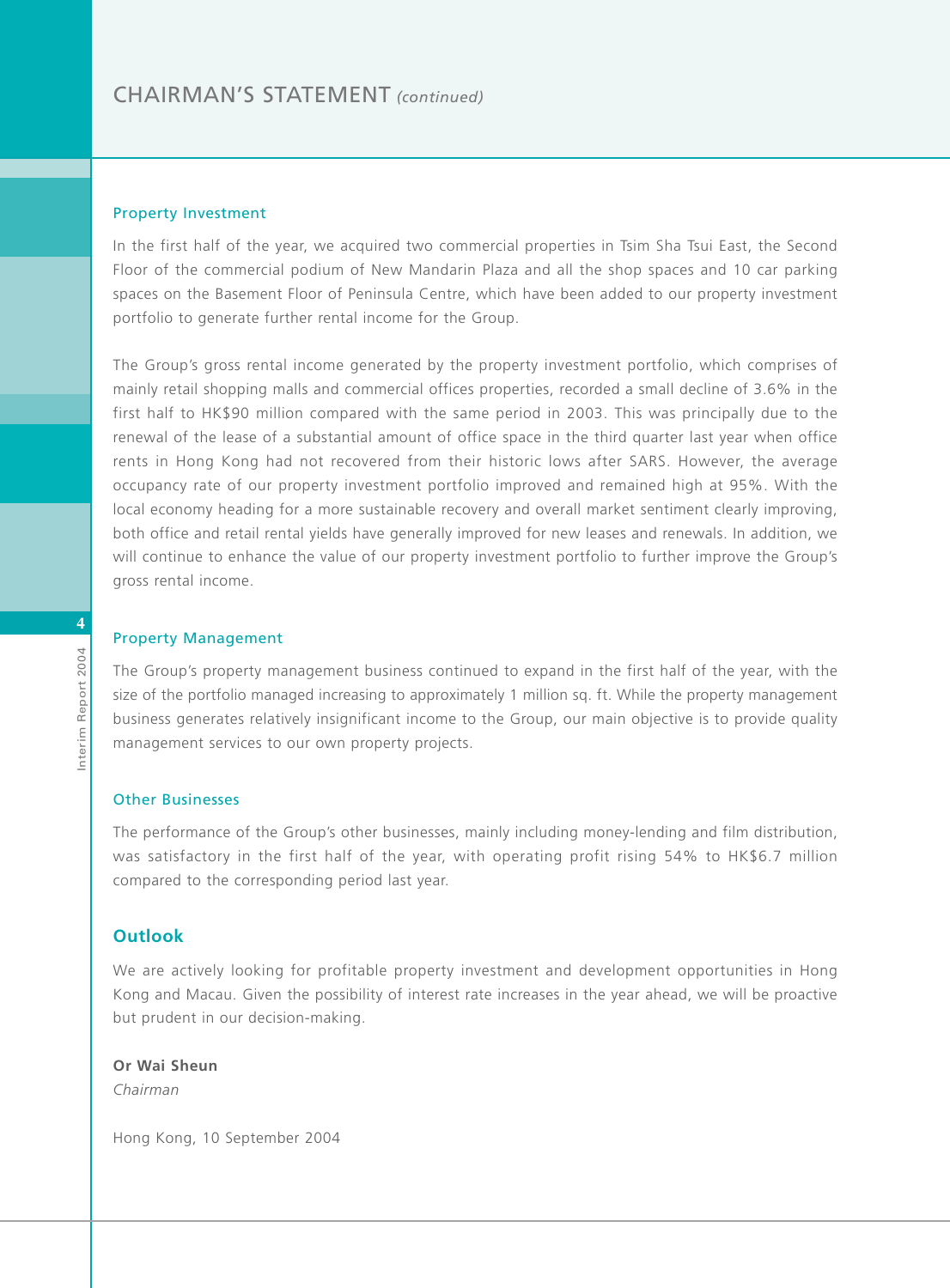## Property Investment

In the first half of the year, we acquired two commercial properties in Tsim Sha Tsui East, the Second Floor of the commercial podium of New Mandarin Plaza and all the shop spaces and 10 car parking spaces on the Basement Floor of Peninsula Centre, which have been added to our property investment portfolio to generate further rental income for the Group.

The Group's gross rental income generated by the property investment portfolio, which comprises of mainly retail shopping malls and commercial offices properties, recorded a small decline of 3.6% in the first half to HK$90 million compared with the same period in 2003. This was principally due to the renewal of the lease of a substantial amount of office space in the third quarter last year when office rents in Hong Kong had not recovered from their historic lows after SARS. However, the average occupancy rate of our property investment portfolio improved and remained high at 95%. With the local economy heading for a more sustainable recovery and overall market sentiment clearly improving, both office and retail rental yields have generally improved for new leases and renewals. In addition, we will continue to enhance the value of our property investment portfolio to further improve the Group's gross rental income.

## Property Management

The Group's property management business continued to expand in the first half of the year, with the size of the portfolio managed increasing to approximately 1 million sq. ft. While the property management business generates relatively insignificant income to the Group, our main objective is to provide quality management services to our own property projects.

## Other Businesses

The performance of the Group's other businesses, mainly including money-lending and film distribution, was satisfactory in the first half of the year, with operating profit rising 54% to HK$6.7 million compared to the corresponding period last year.

# Outlook

We are actively looking for profitable property investment and development opportunities in Hong Kong and Macau. Given the possibility of interest rate increases in the year ahead, we will be proactive but prudent in our decision-making.

**Or Wai Sheun**
*Chairman*

Hong Kong, 10 September 2004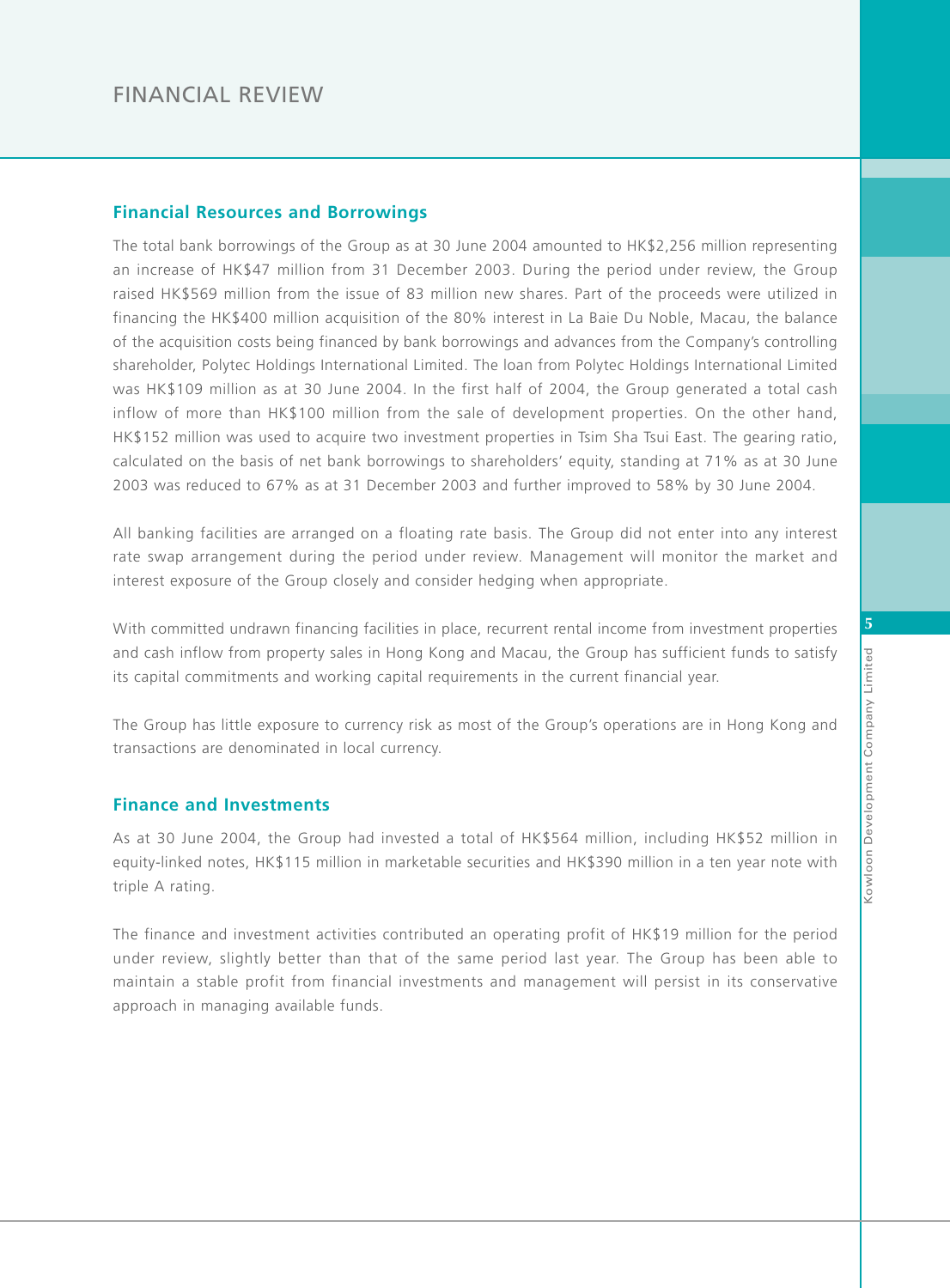# FINANCIAL REVIEW

## Financial Resources and Borrowings

The total bank borrowings of the Group as at 30 June 2004 amounted to HK$2,256 million representing an increase of HK$47 million from 31 December 2003. During the period under review, the Group raised HK$569 million from the issue of 83 million new shares. Part of the proceeds were utilized in financing the HK$400 million acquisition of the 80% interest in La Baie Du Noble, Macau, the balance of the acquisition costs being financed by bank borrowings and advances from the Company's controlling shareholder, Polytec Holdings International Limited. The loan from Polytec Holdings International Limited was HK$109 million as at 30 June 2004. In the first half of 2004, the Group generated a total cash inflow of more than HK$100 million from the sale of development properties. On the other hand, HK$152 million was used to acquire two investment properties in Tsim Sha Tsui East. The gearing ratio, calculated on the basis of net bank borrowings to shareholders' equity, standing at 71% as at 30 June 2003 was reduced to 67% as at 31 December 2003 and further improved to 58% by 30 June 2004.

All banking facilities are arranged on a floating rate basis. The Group did not enter into any interest rate swap arrangement during the period under review. Management will monitor the market and interest exposure of the Group closely and consider hedging when appropriate.

With committed undrawn financing facilities in place, recurrent rental income from investment properties and cash inflow from property sales in Hong Kong and Macau, the Group has sufficient funds to satisfy its capital commitments and working capital requirements in the current financial year.

The Group has little exposure to currency risk as most of the Group's operations are in Hong Kong and transactions are denominated in local currency.

## Finance and Investments

As at 30 June 2004, the Group had invested a total of HK$564 million, including HK$52 million in equity-linked notes, HK$115 million in marketable securities and HK$390 million in a ten year note with triple A rating.

The finance and investment activities contributed an operating profit of HK$19 million for the period under review, slightly better than that of the same period last year. The Group has been able to maintain a stable profit from financial investments and management will persist in its conservative approach in managing available funds.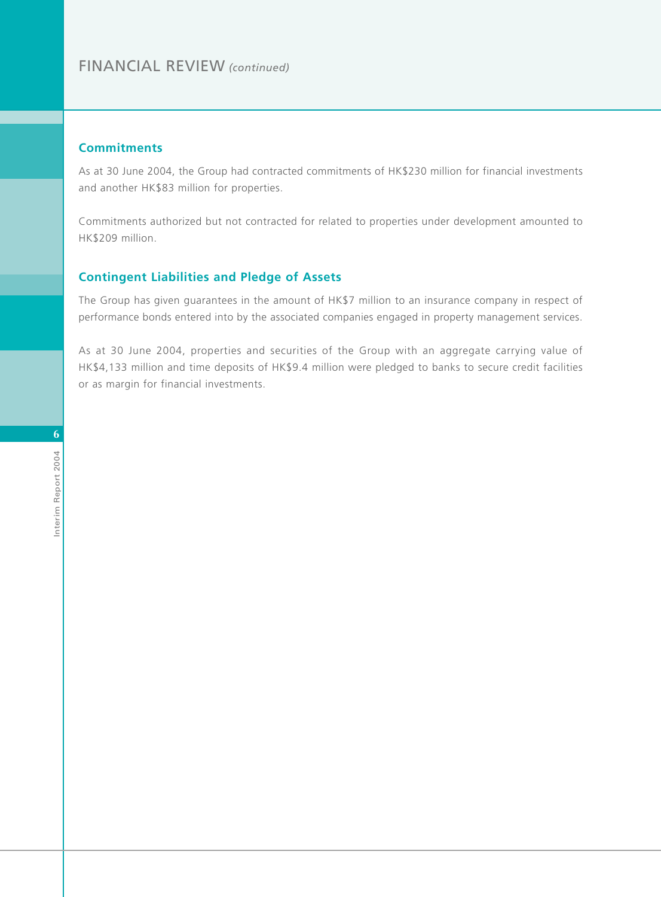# FINANCIAL REVIEW *(continued)*

## Commitments

As at 30 June 2004, the Group had contracted commitments of HK$230 million for financial investments and another HK$83 million for properties.

Commitments authorized but not contracted for related to properties under development amounted to HK$209 million.

## Contingent Liabilities and Pledge of Assets

The Group has given guarantees in the amount of HK$7 million to an insurance company in respect of performance bonds entered into by the associated companies engaged in property management services.

As at 30 June 2004, properties and securities of the Group with an aggregate carrying value of HK$4,133 million and time deposits of HK$9.4 million were pledged to banks to secure credit facilities or as margin for financial investments.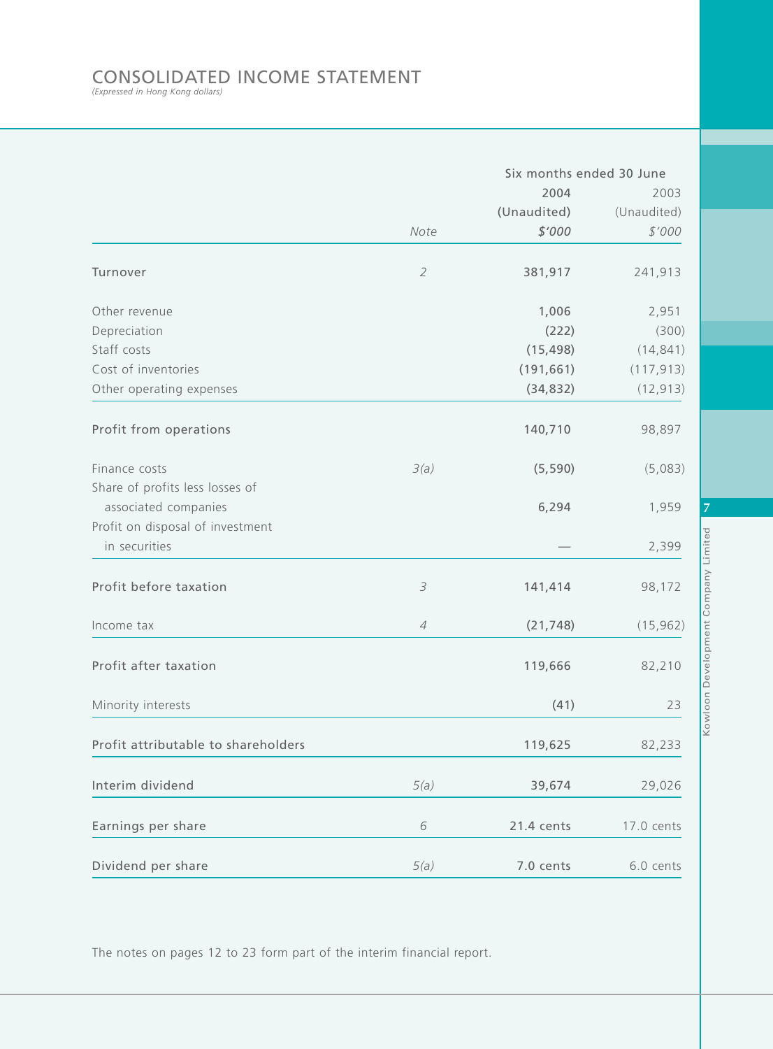# CONSOLIDATED INCOME STATEMENT

*(Expressed in Hong Kong dollars)*

| | | Six months ended 30 June | |
|---|---|---|---|
| | | 2004 | 2003 |
| | | (Unaudited) | (Unaudited) |
| | *Note* | *$'000* | *$'000* |
| Turnover | 2 | **381,917** | 241,913 |
| Other revenue | | **1,006** | 2,951 |
| Depreciation | | **(222)** | (300) |
| Staff costs | | **(15,498)** | (14,841) |
| Cost of inventories | | **(191,661)** | (117,913) |
| Other operating expenses | | **(34,832)** | (12,913) |
| Profit from operations | | **140,710** | 98,897 |
| Finance costs | 3(a) | **(5,590)** | (5,083) |
| Share of profits less losses of associated companies | | **6,294** | 1,959 |
| Profit on disposal of investment in securities | | **—** | 2,399 |
| Profit before taxation | 3 | **141,414** | 98,172 |
| Income tax | 4 | **(21,748)** | (15,962) |
| Profit after taxation | | **119,666** | 82,210 |
| Minority interests | | **(41)** | 23 |
| Profit attributable to shareholders | | **119,625** | 82,233 |
| Interim dividend | 5(a) | **39,674** | 29,026 |
| Earnings per share | 6 | **21.4 cents** | 17.0 cents |
| Dividend per share | 5(a) | **7.0 cents** | 6.0 cents |

The notes on pages 12 to 23 form part of the interim financial report.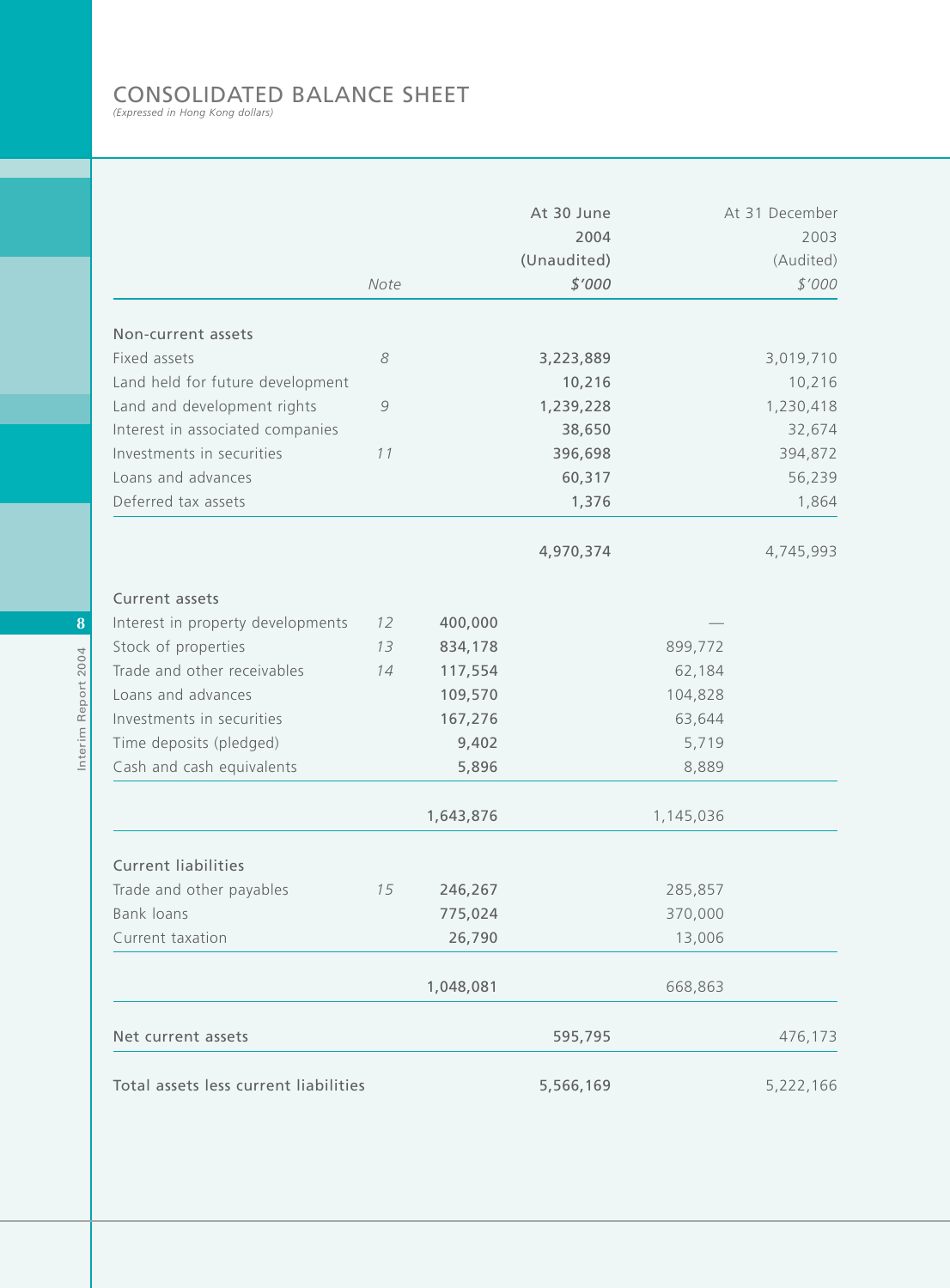# CONSOLIDATED BALANCE SHEET

*(Expressed in Hong Kong dollars)*

| | Note | | At 30 June 2004 (Unaudited) $'000 | | At 31 December 2003 (Audited) $'000 |
|---|---|---|---|---|---|
| **Non-current assets** | | | | | |
| Fixed assets | 8 | | **3,223,889** | | 3,019,710 |
| Land held for future development | | | **10,216** | | 10,216 |
| Land and development rights | 9 | | **1,239,228** | | 1,230,418 |
| Interest in associated companies | | | **38,650** | | 32,674 |
| Investments in securities | 11 | | **396,698** | | 394,872 |
| Loans and advances | | | **60,317** | | 56,239 |
| Deferred tax assets | | | **1,376** | | 1,864 |
| | | | **4,970,374** | | 4,745,993 |
| **Current assets** | | | | | |
| Interest in property developments | 12 | **400,000** | | — | |
| Stock of properties | 13 | **834,178** | | 899,772 | |
| Trade and other receivables | 14 | **117,554** | | 62,184 | |
| Loans and advances | | **109,570** | | 104,828 | |
| Investments in securities | | **167,276** | | 63,644 | |
| Time deposits (pledged) | | **9,402** | | 5,719 | |
| Cash and cash equivalents | | **5,896** | | 8,889 | |
| | | **1,643,876** | | 1,145,036 | |
| **Current liabilities** | | | | | |
| Trade and other payables | 15 | **246,267** | | 285,857 | |
| Bank loans | | **775,024** | | 370,000 | |
| Current taxation | | **26,790** | | 13,006 | |
| | | **1,048,081** | | 668,863 | |
| **Net current assets** | | | **595,795** | | 476,173 |
| **Total assets less current liabilities** | | | **5,566,169** | | 5,222,166 |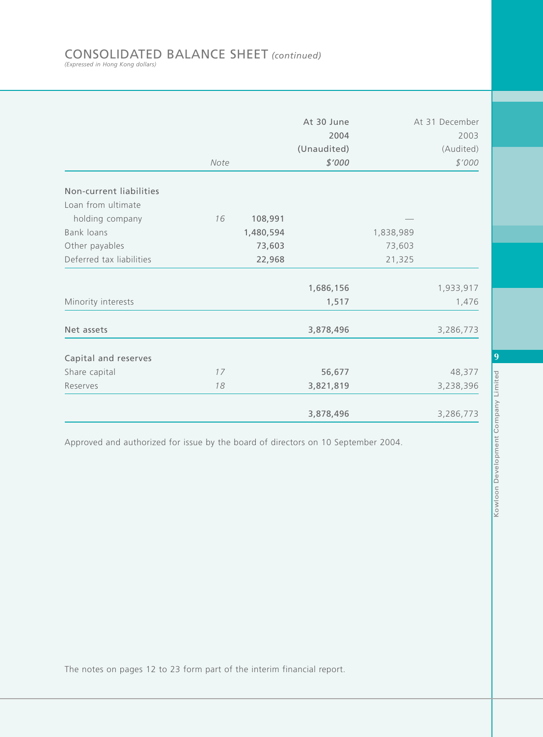# CONSOLIDATED BALANCE SHEET *(continued)*

*(Expressed in Hong Kong dollars)*

| | Note | | At 30 June 2004 (Unaudited) *$'000* | | At 31 December 2003 (Audited) *$'000* |
|---|---|---|---|---|---|
| **Non-current liabilities** | | | | | |
| Loan from ultimate holding company | *16* | **108,991** | | — | |
| Bank loans | | **1,480,594** | | 1,838,989 | |
| Other payables | | **73,603** | | 73,603 | |
| Deferred tax liabilities | | **22,968** | | 21,325 | |
| | | | **1,686,156** | | 1,933,917 |
| Minority interests | | | **1,517** | | 1,476 |
| **Net assets** | | | **3,878,496** | | 3,286,773 |
| **Capital and reserves** | | | | | |
| Share capital | *17* | | **56,677** | | 48,377 |
| Reserves | *18* | | **3,821,819** | | 3,238,396 |
| | | | **3,878,496** | | 3,286,773 |

Approved and authorized for issue by the board of directors on 10 September 2004.

The notes on pages 12 to 23 form part of the interim financial report.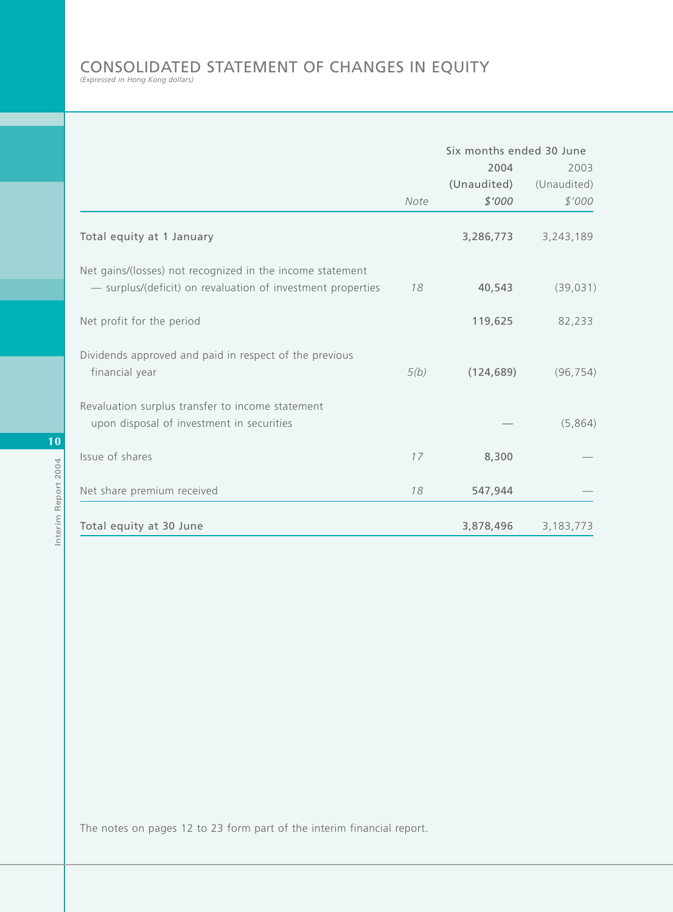# CONSOLIDATED STATEMENT OF CHANGES IN EQUITY

*(Expressed in Hong Kong dollars)*

| | | Six months ended 30 June | |
|---|---|---|---|
| | | 2004 | 2003 |
| | | (Unaudited) | (Unaudited) |
| | *Note* | *$'000* | *$'000* |
| Total equity at 1 January | | **3,286,773** | 3,243,189 |
| Net gains/(losses) not recognized in the income statement — surplus/(deficit) on revaluation of investment properties | *18* | **40,543** | (39,031) |
| Net profit for the period | | **119,625** | 82,233 |
| Dividends approved and paid in respect of the previous financial year | *5(b)* | **(124,689)** | (96,754) |
| Revaluation surplus transfer to income statement upon disposal of investment in securities | | **—** | (5,864) |
| Issue of shares | *17* | **8,300** | — |
| Net share premium received | *18* | **547,944** | — |
| Total equity at 30 June | | **3,878,496** | 3,183,773 |

The notes on pages 12 to 23 form part of the interim financial report.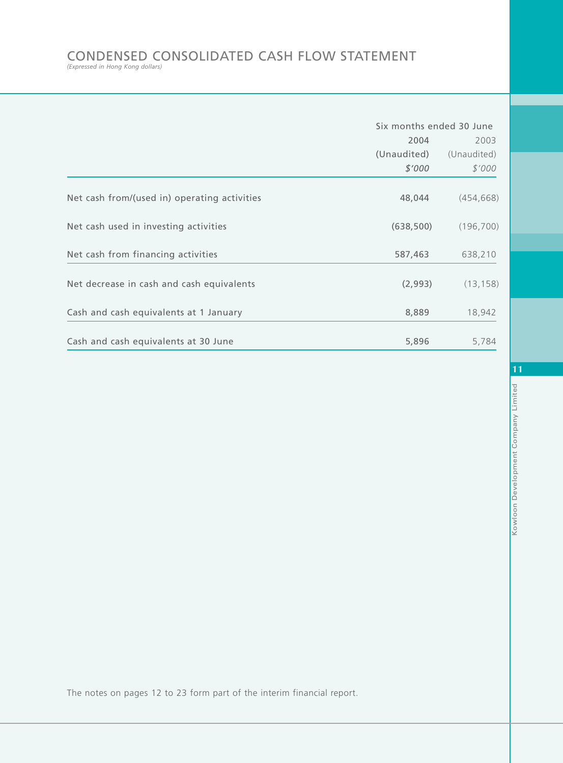# CONDENSED CONSOLIDATED CASH FLOW STATEMENT

*(Expressed in Hong Kong dollars)*

| | Six months ended 30 June | |
|---|---|---|
| | **2004** | 2003 |
| | **(Unaudited)** | (Unaudited) |
| | ***$'000*** | *$'000* |
| Net cash from/(used in) operating activities | **48,044** | (454,668) |
| Net cash used in investing activities | **(638,500)** | (196,700) |
| Net cash from financing activities | **587,463** | 638,210 |
| Net decrease in cash and cash equivalents | **(2,993)** | (13,158) |
| Cash and cash equivalents at 1 January | **8,889** | 18,942 |
| Cash and cash equivalents at 30 June | **5,896** | 5,784 |

The notes on pages 12 to 23 form part of the interim financial report.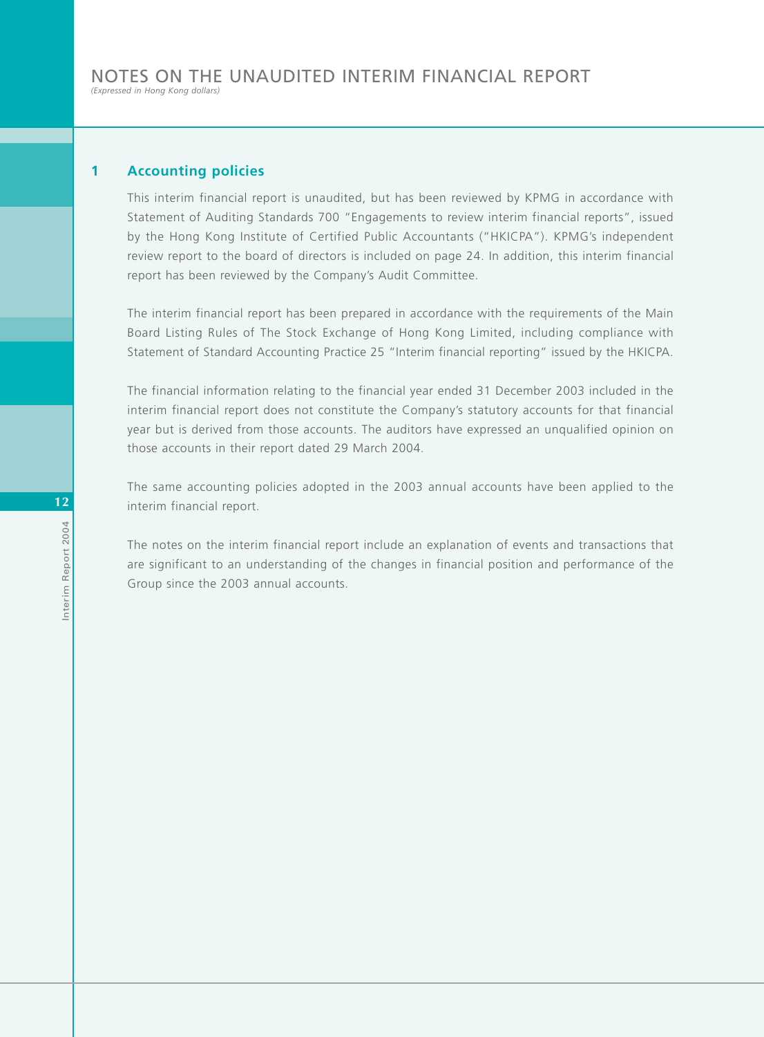# NOTES ON THE UNAUDITED INTERIM FINANCIAL REPORT

*(Expressed in Hong Kong dollars)*

## 1 Accounting policies

This interim financial report is unaudited, but has been reviewed by KPMG in accordance with Statement of Auditing Standards 700 "Engagements to review interim financial reports", issued by the Hong Kong Institute of Certified Public Accountants ("HKICPA"). KPMG's independent review report to the board of directors is included on page 24. In addition, this interim financial report has been reviewed by the Company's Audit Committee.

The interim financial report has been prepared in accordance with the requirements of the Main Board Listing Rules of The Stock Exchange of Hong Kong Limited, including compliance with Statement of Standard Accounting Practice 25 "Interim financial reporting" issued by the HKICPA.

The financial information relating to the financial year ended 31 December 2003 included in the interim financial report does not constitute the Company's statutory accounts for that financial year but is derived from those accounts. The auditors have expressed an unqualified opinion on those accounts in their report dated 29 March 2004.

The same accounting policies adopted in the 2003 annual accounts have been applied to the interim financial report.

The notes on the interim financial report include an explanation of events and transactions that are significant to an understanding of the changes in financial position and performance of the Group since the 2003 annual accounts.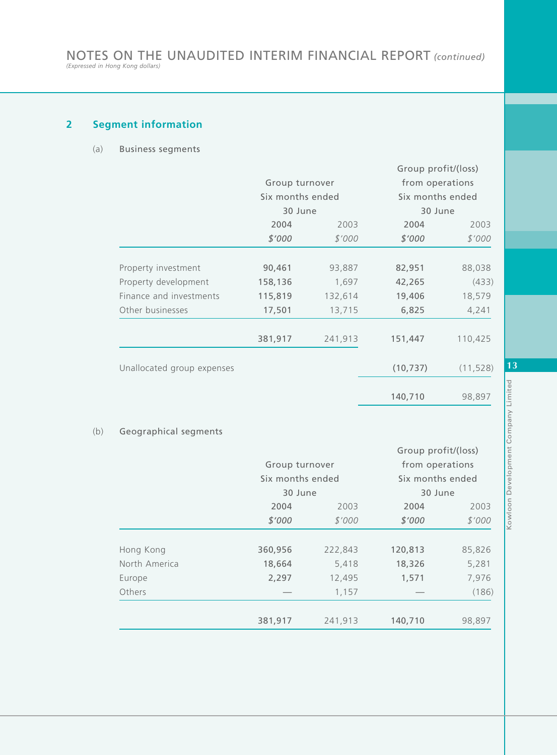## 2 Segment information

### (a) Business segments

| | Group turnover Six months ended 30 June | | Group profit/(loss) from operations Six months ended 30 June | |
|---|---|---|---|---|
| | **2004** | 2003 | **2004** | 2003 |
| | ***$'000*** | *$'000* | ***$'000*** | *$'000* |
| Property investment | **90,461** | 93,887 | **82,951** | 88,038 |
| Property development | **158,136** | 1,697 | **42,265** | (433) |
| Finance and investments | **115,819** | 132,614 | **19,406** | 18,579 |
| Other businesses | **17,501** | 13,715 | **6,825** | 4,241 |
| | **381,917** | 241,913 | **151,447** | 110,425 |
| Unallocated group expenses | | | **(10,737)** | (11,528) |
| | | | **140,710** | 98,897 |

### (b) Geographical segments

| | Group turnover Six months ended 30 June | | Group profit/(loss) from operations Six months ended 30 June | |
|---|---|---|---|---|
| | **2004** | 2003 | **2004** | 2003 |
| | ***$'000*** | *$'000* | ***$'000*** | *$'000* |
| Hong Kong | **360,956** | 222,843 | **120,813** | 85,826 |
| North America | **18,664** | 5,418 | **18,326** | 5,281 |
| Europe | **2,297** | 12,495 | **1,571** | 7,976 |
| Others | **—** | 1,157 | **—** | (186) |
| | **381,917** | 241,913 | **140,710** | 98,897 |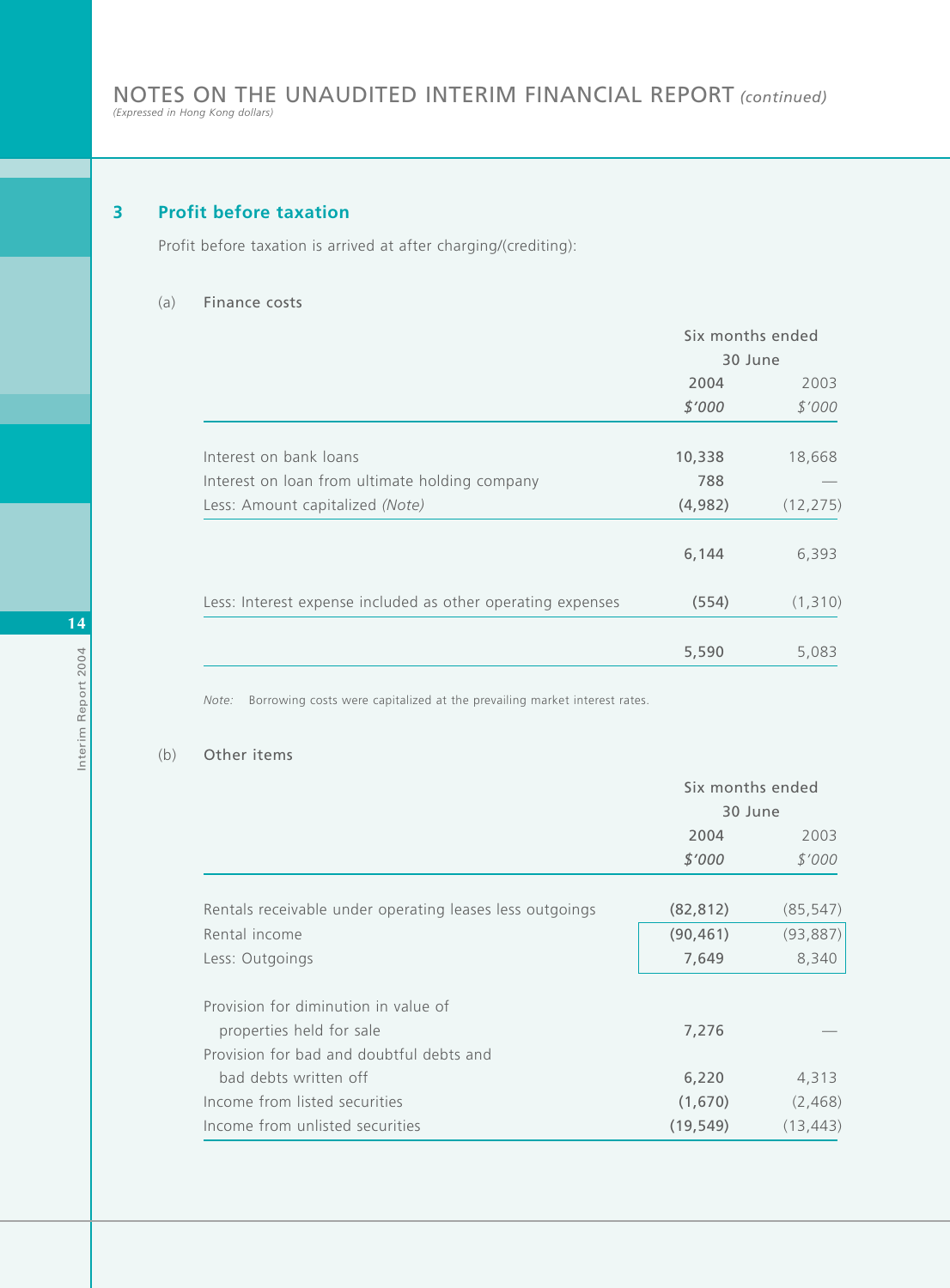## 3 Profit before taxation

Profit before taxation is arrived at after charging/(crediting):

(a) Finance costs

| | Six months ended 30 June | |
|---|---|---|
| | 2004 | 2003 |
| | *$'000* | *$'000* |
| Interest on bank loans | 10,338 | 18,668 |
| Interest on loan from ultimate holding company | 788 | — |
| Less: Amount capitalized *(Note)* | (4,982) | (12,275) |
| | 6,144 | 6,393 |
| Less: Interest expense included as other operating expenses | (554) | (1,310) |
| | 5,590 | 5,083 |

*Note:* Borrowing costs were capitalized at the prevailing market interest rates.

(b) Other items

| | Six months ended 30 June | |
|---|---|---|
| | 2004 | 2003 |
| | *$'000* | *$'000* |
| Rentals receivable under operating leases less outgoings | (82,812) | (85,547) |
| Rental income | (90,461) | (93,887) |
| Less: Outgoings | 7,649 | 8,340 |
| Provision for diminution in value of properties held for sale | 7,276 | — |
| Provision for bad and doubtful debts and bad debts written off | 6,220 | 4,313 |
| Income from listed securities | (1,670) | (2,468) |
| Income from unlisted securities | (19,549) | (13,443) |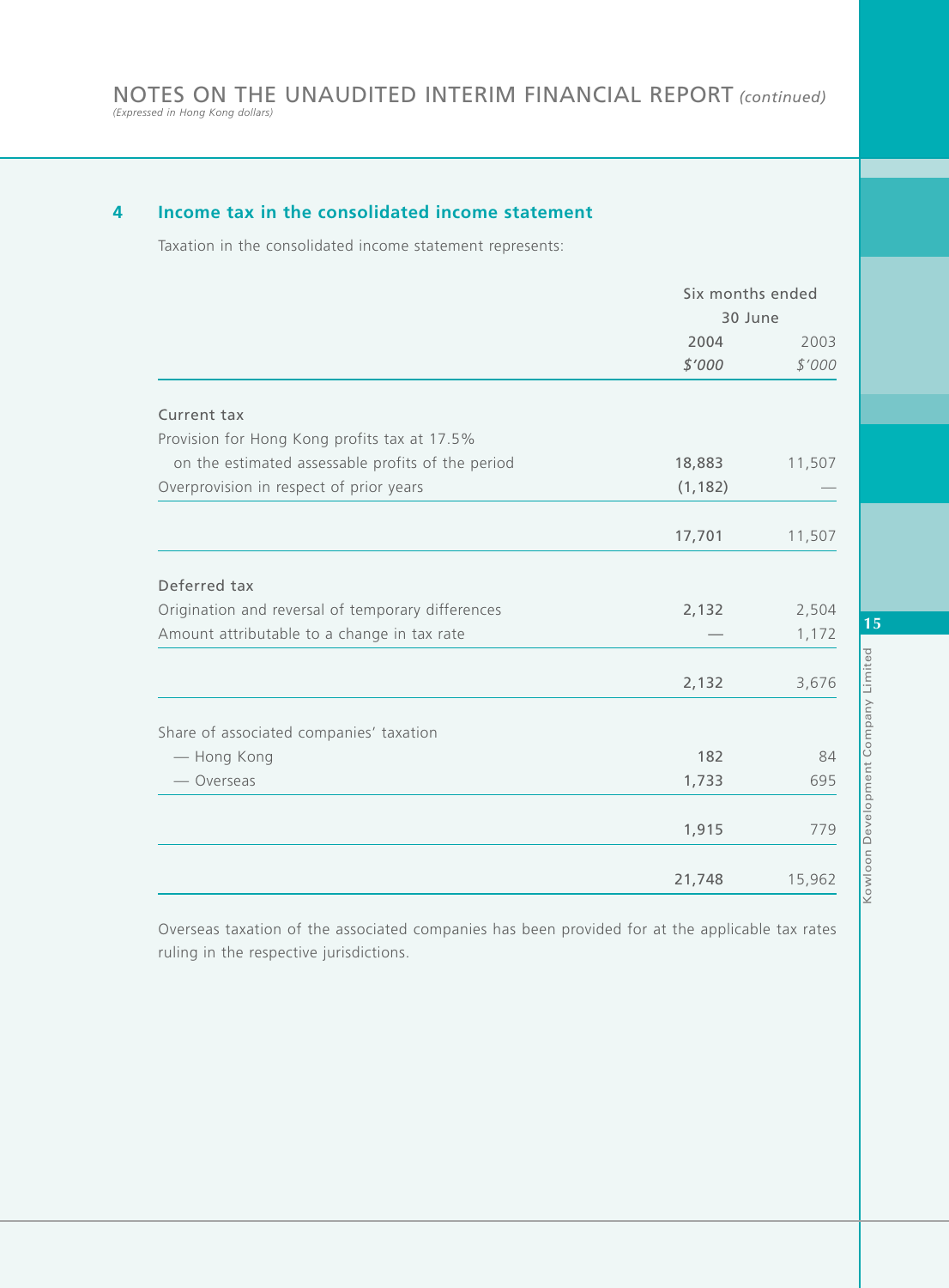## 4 Income tax in the consolidated income statement

Taxation in the consolidated income statement represents:

| | Six months ended 30 June | |
|---|---|---|
| | 2004 | 2003 |
| | *$'000* | *$'000* |
| **Current tax** | | |
| Provision for Hong Kong profits tax at 17.5% on the estimated assessable profits of the period | 18,883 | 11,507 |
| Overprovision in respect of prior years | (1,182) | — |
| | 17,701 | 11,507 |
| **Deferred tax** | | |
| Origination and reversal of temporary differences | 2,132 | 2,504 |
| Amount attributable to a change in tax rate | — | 1,172 |
| | 2,132 | 3,676 |
| **Share of associated companies' taxation** | | |
| — Hong Kong | 182 | 84 |
| — Overseas | 1,733 | 695 |
| | 1,915 | 779 |
| | 21,748 | 15,962 |

Overseas taxation of the associated companies has been provided for at the applicable tax rates ruling in the respective jurisdictions.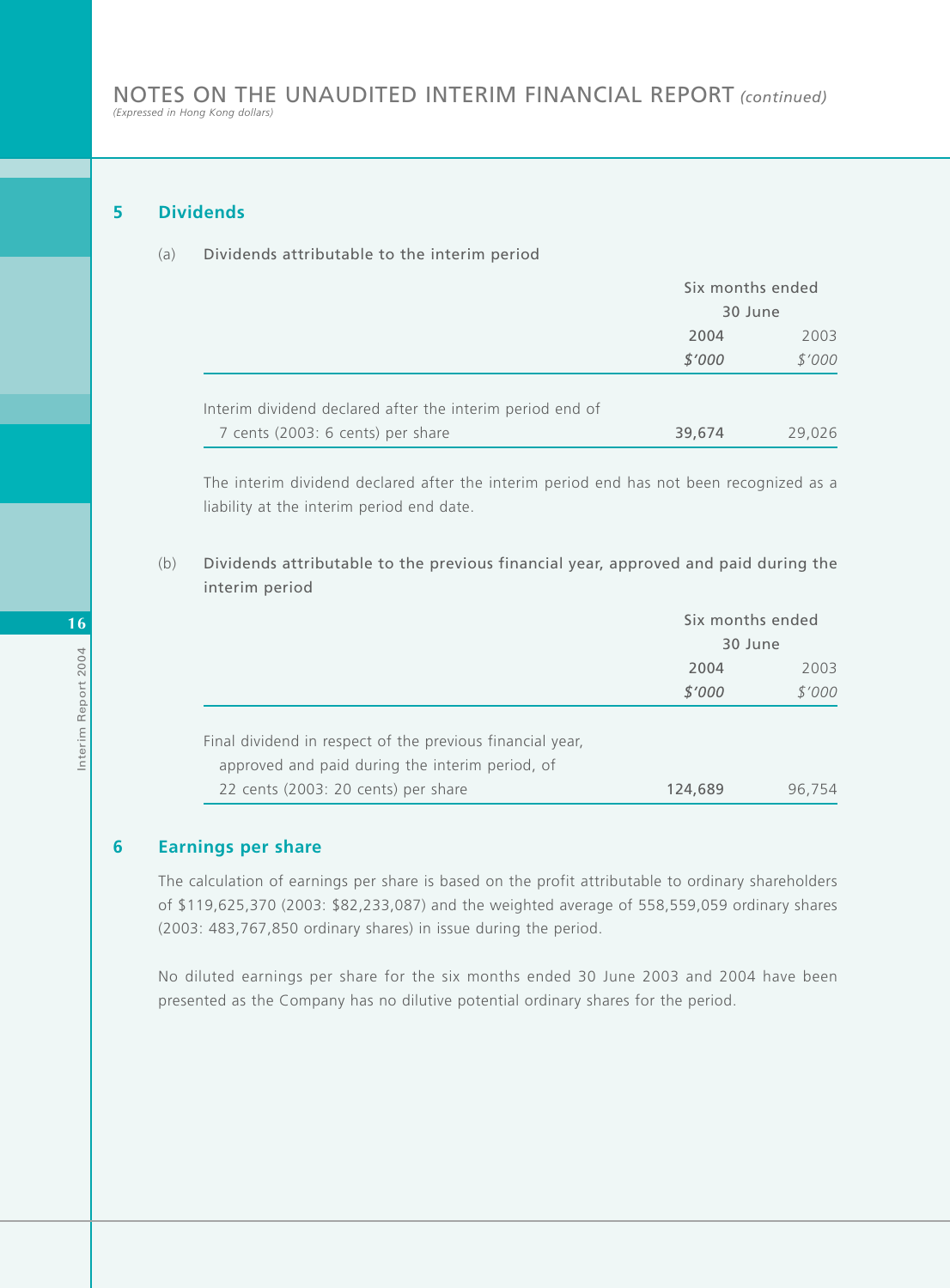# NOTES ON THE UNAUDITED INTERIM FINANCIAL REPORT *(continued)*

*(Expressed in Hong Kong dollars)*

## 5 Dividends

(a) Dividends attributable to the interim period

| | Six months ended 30 June | |
|---|---|---|
| | 2004 | 2003 |
| | *$'000* | *$'000* |
| Interim dividend declared after the interim period end of 7 cents (2003: 6 cents) per share | 39,674 | 29,026 |

The interim dividend declared after the interim period end has not been recognized as a liability at the interim period end date.

(b) Dividends attributable to the previous financial year, approved and paid during the interim period

| | Six months ended 30 June | |
|---|---|---|
| | 2004 | 2003 |
| | *$'000* | *$'000* |
| Final dividend in respect of the previous financial year, approved and paid during the interim period, of 22 cents (2003: 20 cents) per share | 124,689 | 96,754 |

## 6 Earnings per share

The calculation of earnings per share is based on the profit attributable to ordinary shareholders of $119,625,370 (2003: $82,233,087) and the weighted average of 558,559,059 ordinary shares (2003: 483,767,850 ordinary shares) in issue during the period.

No diluted earnings per share for the six months ended 30 June 2003 and 2004 have been presented as the Company has no dilutive potential ordinary shares for the period.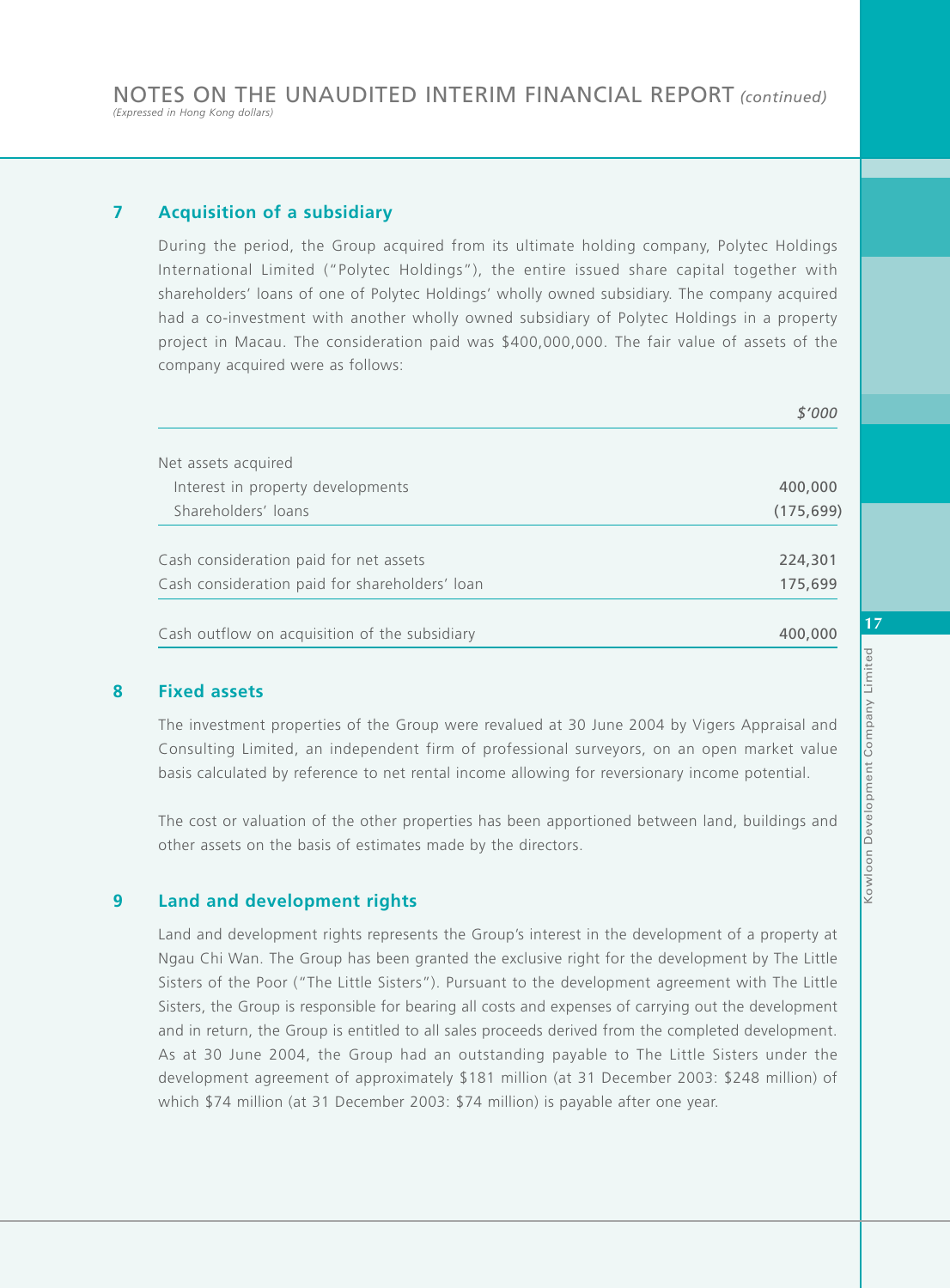## 7 Acquisition of a subsidiary

During the period, the Group acquired from its ultimate holding company, Polytec Holdings International Limited ("Polytec Holdings"), the entire issued share capital together with shareholders' loans of one of Polytec Holdings' wholly owned subsidiary. The company acquired had a co-investment with another wholly owned subsidiary of Polytec Holdings in a property project in Macau. The consideration paid was $400,000,000. The fair value of assets of the company acquired were as follows:

| | *$'000* |
|---|---|
| Net assets acquired | |
| Interest in property developments | 400,000 |
| Shareholders' loans | (175,699) |
| Cash consideration paid for net assets | 224,301 |
| Cash consideration paid for shareholders' loan | 175,699 |
| Cash outflow on acquisition of the subsidiary | 400,000 |

## 8 Fixed assets

The investment properties of the Group were revalued at 30 June 2004 by Vigers Appraisal and Consulting Limited, an independent firm of professional surveyors, on an open market value basis calculated by reference to net rental income allowing for reversionary income potential.

The cost or valuation of the other properties has been apportioned between land, buildings and other assets on the basis of estimates made by the directors.

## 9 Land and development rights

Land and development rights represents the Group's interest in the development of a property at Ngau Chi Wan. The Group has been granted the exclusive right for the development by The Little Sisters of the Poor ("The Little Sisters"). Pursuant to the development agreement with The Little Sisters, the Group is responsible for bearing all costs and expenses of carrying out the development and in return, the Group is entitled to all sales proceeds derived from the completed development. As at 30 June 2004, the Group had an outstanding payable to The Little Sisters under the development agreement of approximately $181 million (at 31 December 2003: $248 million) of which $74 million (at 31 December 2003: $74 million) is payable after one year.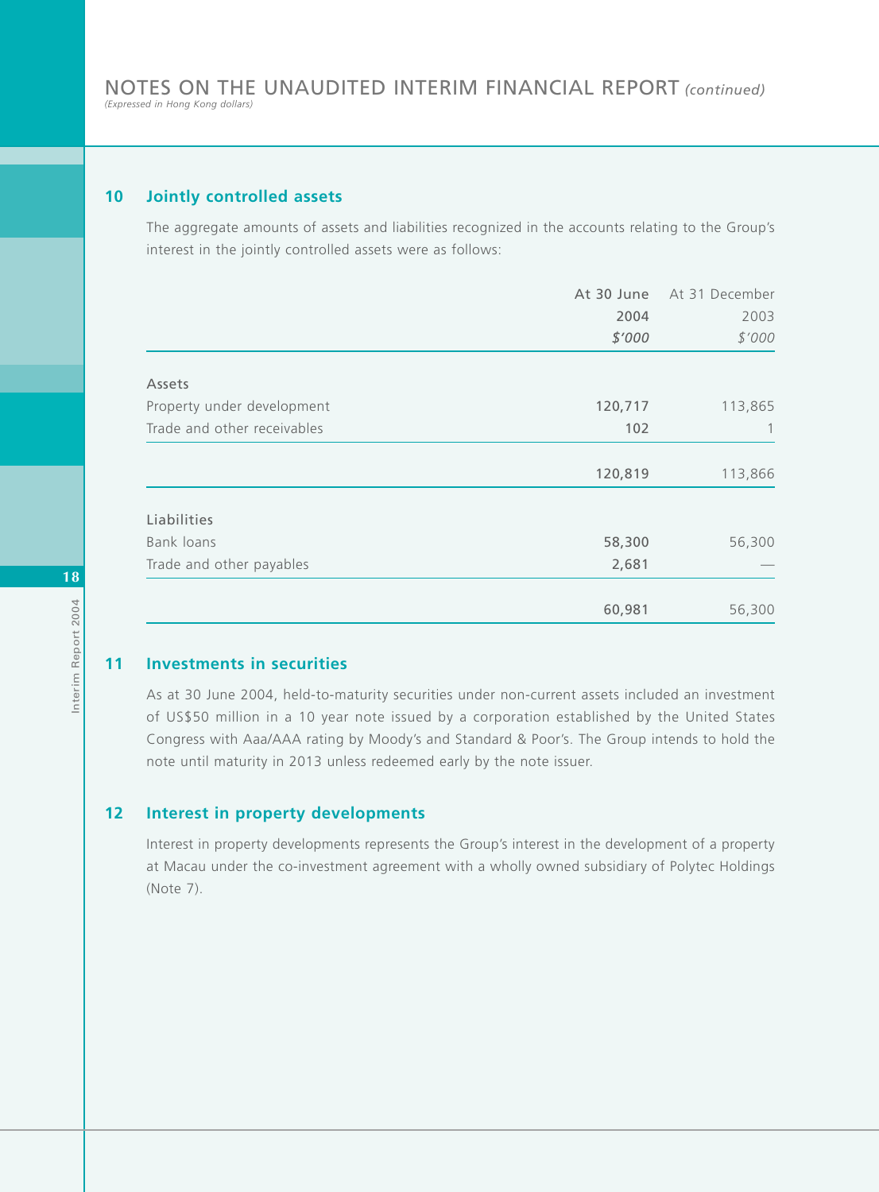# NOTES ON THE UNAUDITED INTERIM FINANCIAL REPORT *(continued)*

*(Expressed in Hong Kong dollars)*

## 10 Jointly controlled assets

The aggregate amounts of assets and liabilities recognized in the accounts relating to the Group's interest in the jointly controlled assets were as follows:

| | At 30 June 2004 *$'000* | At 31 December 2003 *$'000* |
|---|---|---|
| **Assets** | | |
| Property under development | **120,717** | 113,865 |
| Trade and other receivables | **102** | 1 |
| | **120,819** | 113,866 |
| **Liabilities** | | |
| Bank loans | **58,300** | 56,300 |
| Trade and other payables | **2,681** | — |
| | **60,981** | 56,300 |

## 11 Investments in securities

As at 30 June 2004, held-to-maturity securities under non-current assets included an investment of US$50 million in a 10 year note issued by a corporation established by the United States Congress with Aaa/AAA rating by Moody's and Standard & Poor's. The Group intends to hold the note until maturity in 2013 unless redeemed early by the note issuer.

## 12 Interest in property developments

Interest in property developments represents the Group's interest in the development of a property at Macau under the co-investment agreement with a wholly owned subsidiary of Polytec Holdings (Note 7).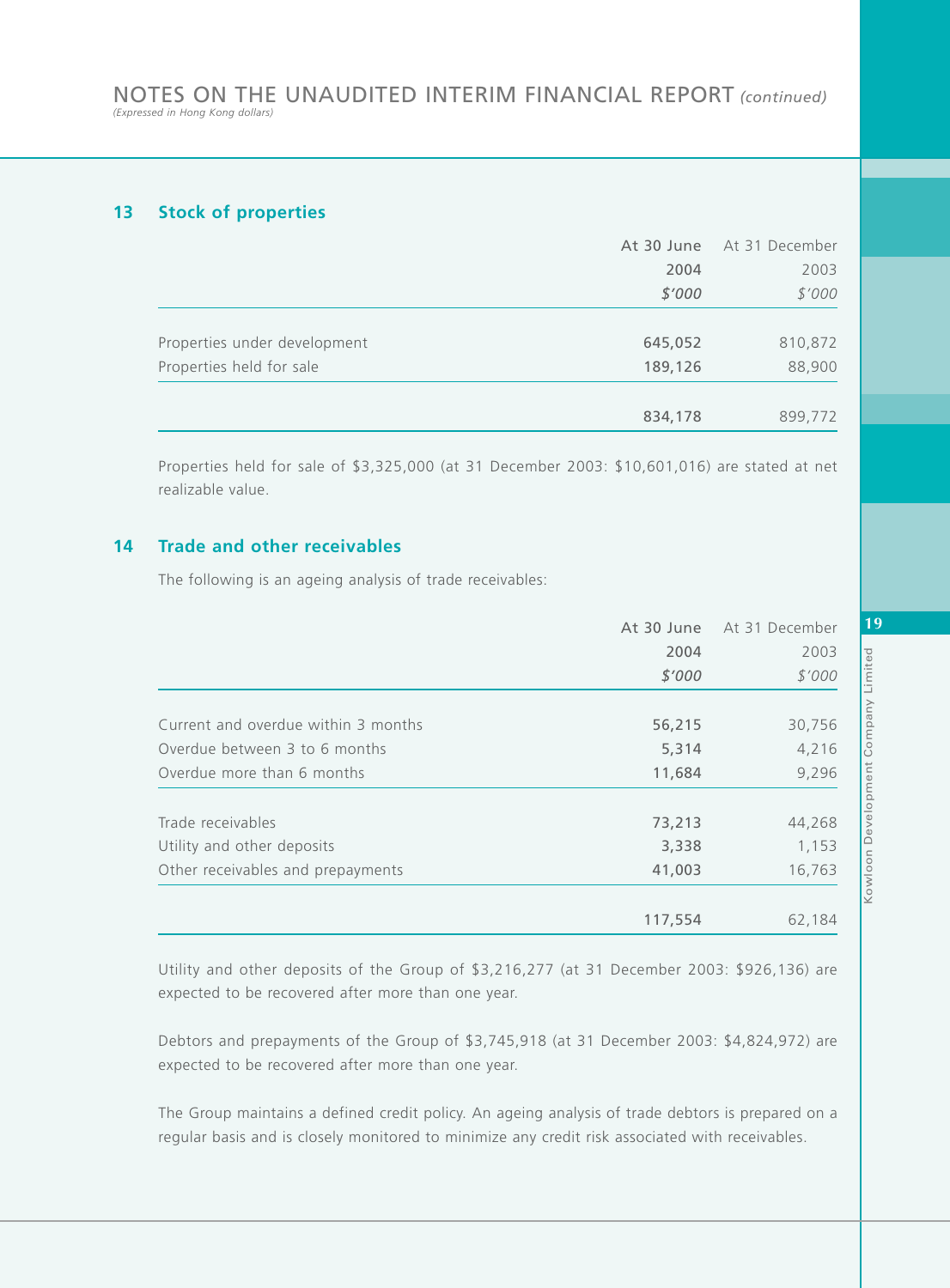## 13 Stock of properties

| | At 30 June 2004 *$'000* | At 31 December 2003 *$'000* |
|---|---|---|
| Properties under development | **645,052** | 810,872 |
| Properties held for sale | **189,126** | 88,900 |
| | **834,178** | 899,772 |

Properties held for sale of $3,325,000 (at 31 December 2003: $10,601,016) are stated at net realizable value.

## 14 Trade and other receivables

The following is an ageing analysis of trade receivables:

| | At 30 June 2004 *$'000* | At 31 December 2003 *$'000* |
|---|---|---|
| Current and overdue within 3 months | **56,215** | 30,756 |
| Overdue between 3 to 6 months | **5,314** | 4,216 |
| Overdue more than 6 months | **11,684** | 9,296 |
| Trade receivables | **73,213** | 44,268 |
| Utility and other deposits | **3,338** | 1,153 |
| Other receivables and prepayments | **41,003** | 16,763 |
| | **117,554** | 62,184 |

Utility and other deposits of the Group of $3,216,277 (at 31 December 2003: $926,136) are expected to be recovered after more than one year.

Debtors and prepayments of the Group of $3,745,918 (at 31 December 2003: $4,824,972) are expected to be recovered after more than one year.

The Group maintains a defined credit policy. An ageing analysis of trade debtors is prepared on a regular basis and is closely monitored to minimize any credit risk associated with receivables.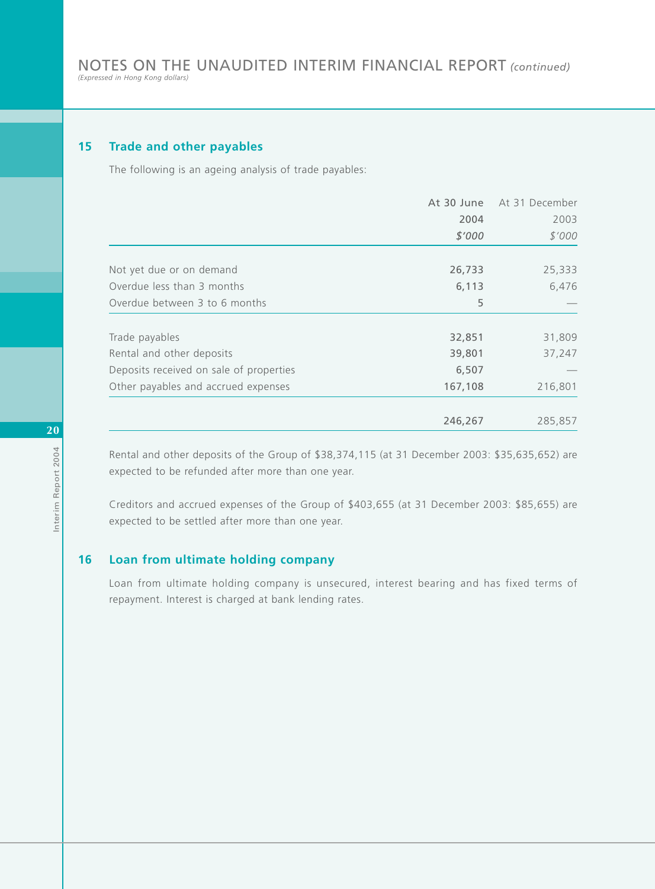## 15 Trade and other payables

The following is an ageing analysis of trade payables:

| | At 30 June 2004 $'000 | At 31 December 2003 $'000 |
|---|---|---|
| Not yet due or on demand | **26,733** | 25,333 |
| Overdue less than 3 months | **6,113** | 6,476 |
| Overdue between 3 to 6 months | **5** | — |
| Trade payables | **32,851** | 31,809 |
| Rental and other deposits | **39,801** | 37,247 |
| Deposits received on sale of properties | **6,507** | — |
| Other payables and accrued expenses | **167,108** | 216,801 |
| | **246,267** | 285,857 |

Rental and other deposits of the Group of $38,374,115 (at 31 December 2003: $35,635,652) are expected to be refunded after more than one year.

Creditors and accrued expenses of the Group of $403,655 (at 31 December 2003: $85,655) are expected to be settled after more than one year.

## 16 Loan from ultimate holding company

Loan from ultimate holding company is unsecured, interest bearing and has fixed terms of repayment. Interest is charged at bank lending rates.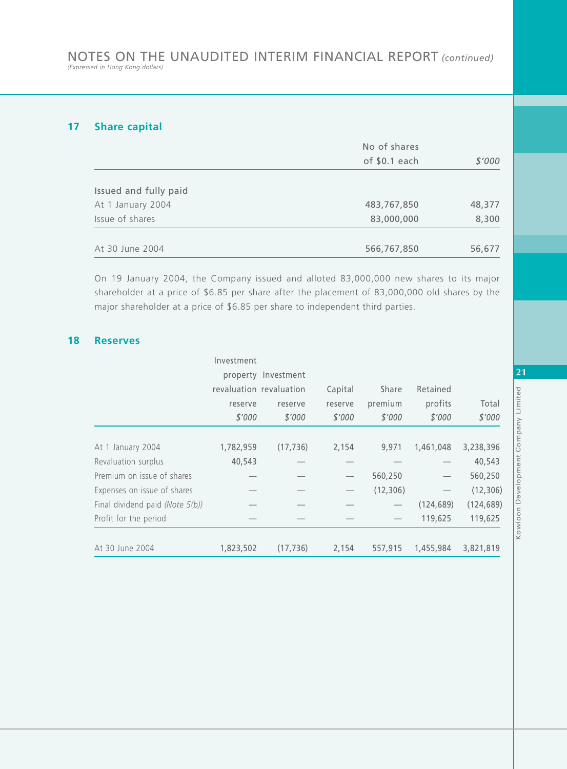## 17 Share capital

| | No of shares of $0.1 each | *$'000* |
|---|---|---|
| Issued and fully paid | | |
| At 1 January 2004 | 483,767,850 | 48,377 |
| Issue of shares | 83,000,000 | 8,300 |
| At 30 June 2004 | 566,767,850 | 56,677 |

On 19 January 2004, the Company issued and alloted 83,000,000 new shares to its major shareholder at a price of $6.85 per share after the placement of 83,000,000 old shares by the major shareholder at a price of $6.85 per share to independent third parties.

## 18 Reserves

| | Investment property revaluation reserve *$'000* | Investment revaluation reserve *$'000* | Capital reserve *$'000* | Share premium *$'000* | Retained profits *$'000* | Total *$'000* |
|---|---|---|---|---|---|---|
| At 1 January 2004 | 1,782,959 | (17,736) | 2,154 | 9,971 | 1,461,048 | 3,238,396 |
| Revaluation surplus | 40,543 | — | — | — | — | 40,543 |
| Premium on issue of shares | — | — | — | 560,250 | — | 560,250 |
| Expenses on issue of shares | — | — | — | (12,306) | — | (12,306) |
| Final dividend paid *(Note 5(b))* | — | — | — | — | (124,689) | (124,689) |
| Profit for the period | — | — | — | — | 119,625 | 119,625 |
| At 30 June 2004 | 1,823,502 | (17,736) | 2,154 | 557,915 | 1,455,984 | 3,821,819 |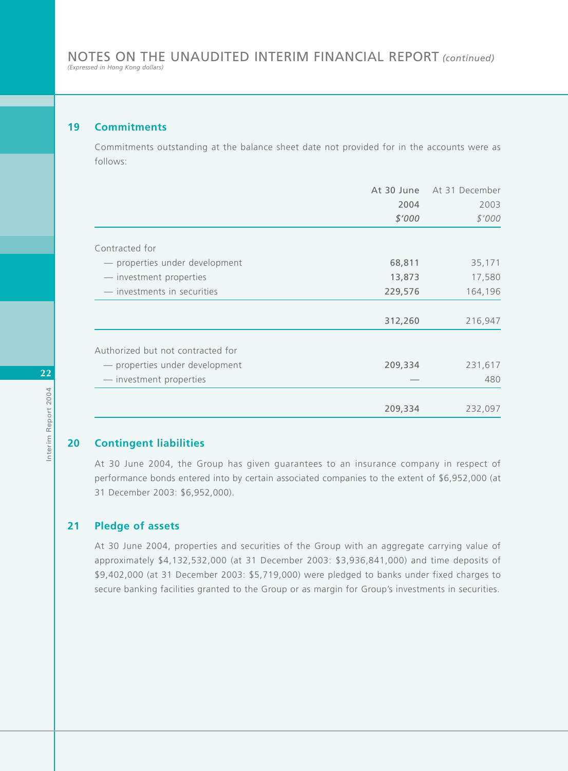# NOTES ON THE UNAUDITED INTERIM FINANCIAL REPORT *(continued)*

*(Expressed in Hong Kong dollars)*

## 19 Commitments

Commitments outstanding at the balance sheet date not provided for in the accounts were as follows:

| | At 30 June 2004 *$'000* | At 31 December 2003 *$'000* |
|---|---|---|
| Contracted for | | |
| — properties under development | **68,811** | 35,171 |
| — investment properties | **13,873** | 17,580 |
| — investments in securities | **229,576** | 164,196 |
| | **312,260** | 216,947 |
| Authorized but not contracted for | | |
| — properties under development | **209,334** | 231,617 |
| — investment properties | — | 480 |
| | **209,334** | 232,097 |

## 20 Contingent liabilities

At 30 June 2004, the Group has given guarantees to an insurance company in respect of performance bonds entered into by certain associated companies to the extent of $6,952,000 (at 31 December 2003: $6,952,000).

## 21 Pledge of assets

At 30 June 2004, properties and securities of the Group with an aggregate carrying value of approximately $4,132,532,000 (at 31 December 2003: $3,936,841,000) and time deposits of $9,402,000 (at 31 December 2003: $5,719,000) were pledged to banks under fixed charges to secure banking facilities granted to the Group or as margin for Group's investments in securities.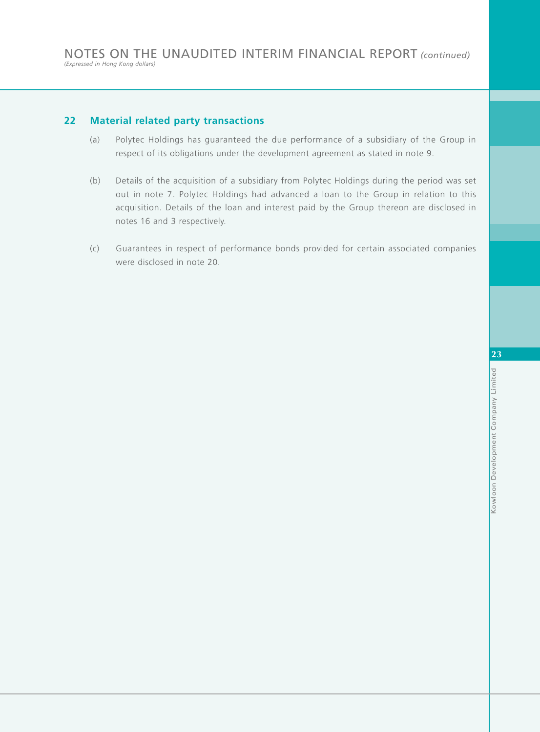## 22 Material related party transactions

(a) Polytec Holdings has guaranteed the due performance of a subsidiary of the Group in respect of its obligations under the development agreement as stated in note 9.

(b) Details of the acquisition of a subsidiary from Polytec Holdings during the period was set out in note 7. Polytec Holdings had advanced a loan to the Group in relation to this acquisition. Details of the loan and interest paid by the Group thereon are disclosed in notes 16 and 3 respectively.

(c) Guarantees in respect of performance bonds provided for certain associated companies were disclosed in note 20.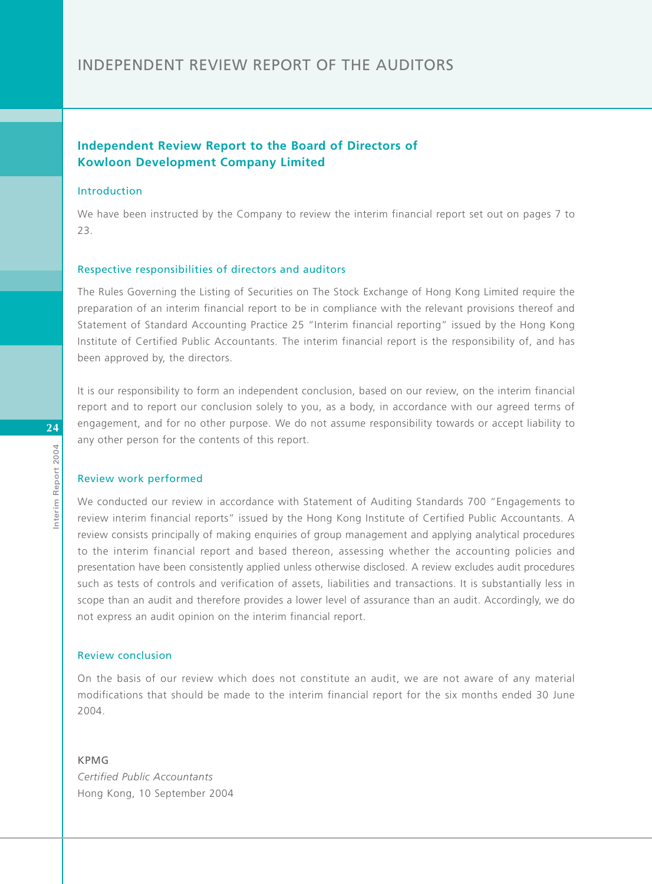# INDEPENDENT REVIEW REPORT OF THE AUDITORS

## Independent Review Report to the Board of Directors of Kowloon Development Company Limited

### Introduction

We have been instructed by the Company to review the interim financial report set out on pages 7 to 23.

### Respective responsibilities of directors and auditors

The Rules Governing the Listing of Securities on The Stock Exchange of Hong Kong Limited require the preparation of an interim financial report to be in compliance with the relevant provisions thereof and Statement of Standard Accounting Practice 25 "Interim financial reporting" issued by the Hong Kong Institute of Certified Public Accountants. The interim financial report is the responsibility of, and has been approved by, the directors.

It is our responsibility to form an independent conclusion, based on our review, on the interim financial report and to report our conclusion solely to you, as a body, in accordance with our agreed terms of engagement, and for no other purpose. We do not assume responsibility towards or accept liability to any other person for the contents of this report.

### Review work performed

We conducted our review in accordance with Statement of Auditing Standards 700 "Engagements to review interim financial reports" issued by the Hong Kong Institute of Certified Public Accountants. A review consists principally of making enquiries of group management and applying analytical procedures to the interim financial report and based thereon, assessing whether the accounting policies and presentation have been consistently applied unless otherwise disclosed. A review excludes audit procedures such as tests of controls and verification of assets, liabilities and transactions. It is substantially less in scope than an audit and therefore provides a lower level of assurance than an audit. Accordingly, we do not express an audit opinion on the interim financial report.

### Review conclusion

On the basis of our review which does not constitute an audit, we are not aware of any material modifications that should be made to the interim financial report for the six months ended 30 June 2004.

KPMG
*Certified Public Accountants*
Hong Kong, 10 September 2004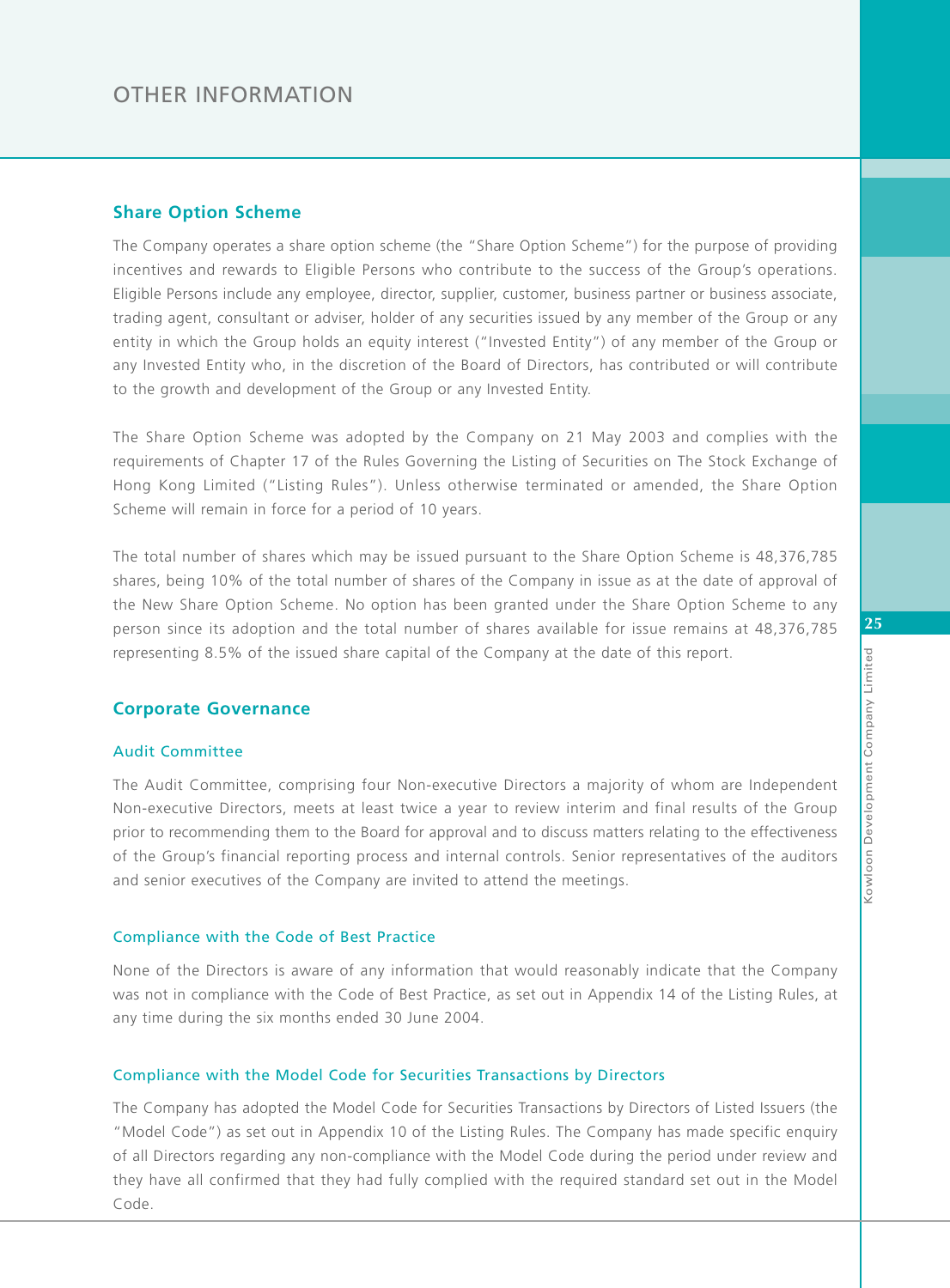# OTHER INFORMATION

## Share Option Scheme

The Company operates a share option scheme (the "Share Option Scheme") for the purpose of providing incentives and rewards to Eligible Persons who contribute to the success of the Group's operations. Eligible Persons include any employee, director, supplier, customer, business partner or business associate, trading agent, consultant or adviser, holder of any securities issued by any member of the Group or any entity in which the Group holds an equity interest ("Invested Entity") of any member of the Group or any Invested Entity who, in the discretion of the Board of Directors, has contributed or will contribute to the growth and development of the Group or any Invested Entity.

The Share Option Scheme was adopted by the Company on 21 May 2003 and complies with the requirements of Chapter 17 of the Rules Governing the Listing of Securities on The Stock Exchange of Hong Kong Limited ("Listing Rules"). Unless otherwise terminated or amended, the Share Option Scheme will remain in force for a period of 10 years.

The total number of shares which may be issued pursuant to the Share Option Scheme is 48,376,785 shares, being 10% of the total number of shares of the Company in issue as at the date of approval of the New Share Option Scheme. No option has been granted under the Share Option Scheme to any person since its adoption and the total number of shares available for issue remains at 48,376,785 representing 8.5% of the issued share capital of the Company at the date of this report.

## Corporate Governance

### Audit Committee

The Audit Committee, comprising four Non-executive Directors a majority of whom are Independent Non-executive Directors, meets at least twice a year to review interim and final results of the Group prior to recommending them to the Board for approval and to discuss matters relating to the effectiveness of the Group's financial reporting process and internal controls. Senior representatives of the auditors and senior executives of the Company are invited to attend the meetings.

### Compliance with the Code of Best Practice

None of the Directors is aware of any information that would reasonably indicate that the Company was not in compliance with the Code of Best Practice, as set out in Appendix 14 of the Listing Rules, at any time during the six months ended 30 June 2004.

### Compliance with the Model Code for Securities Transactions by Directors

The Company has adopted the Model Code for Securities Transactions by Directors of Listed Issuers (the "Model Code") as set out in Appendix 10 of the Listing Rules. The Company has made specific enquiry of all Directors regarding any non-compliance with the Model Code during the period under review and they have all confirmed that they had fully complied with the required standard set out in the Model Code.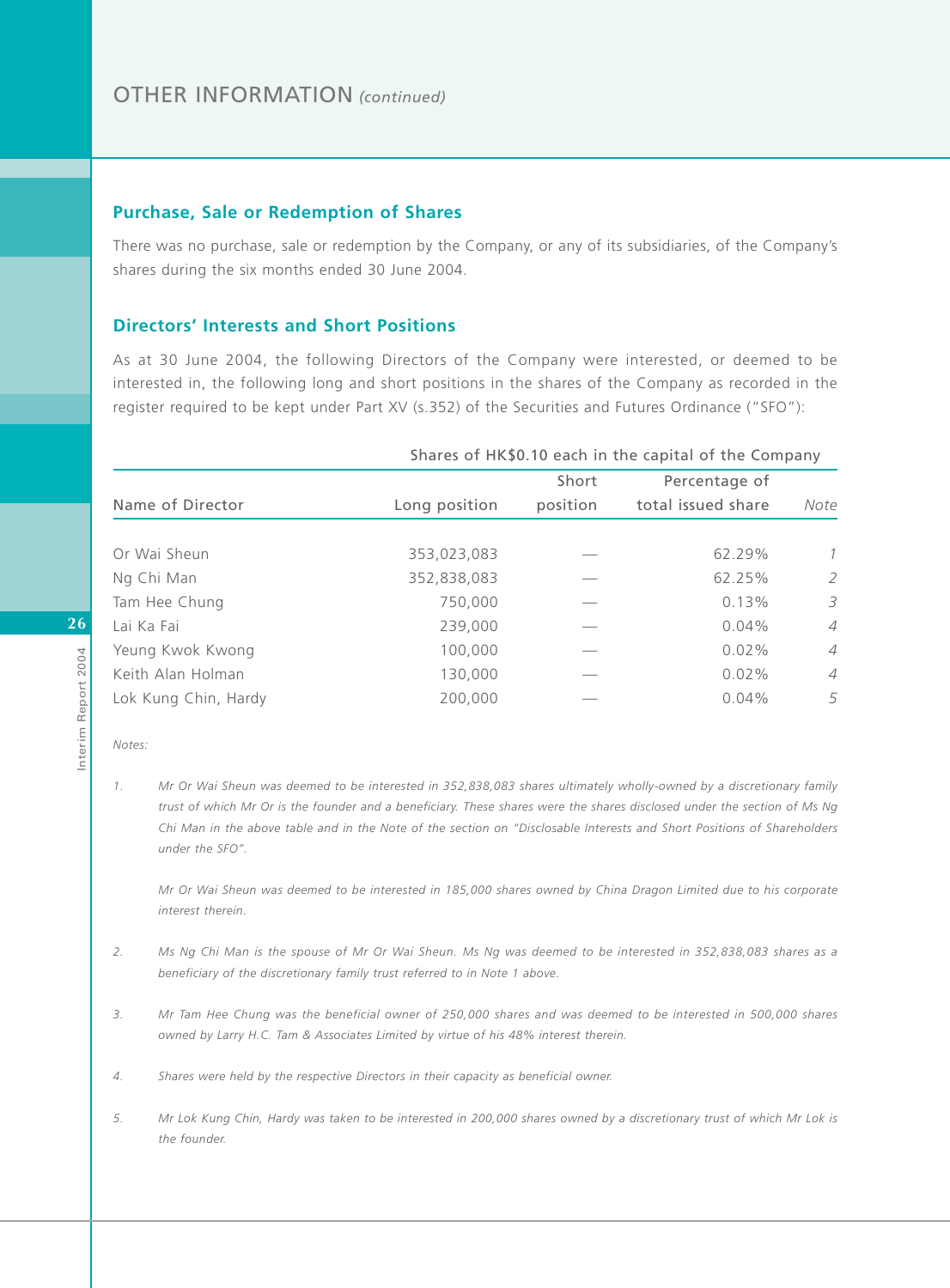## OTHER INFORMATION *(continued)*

### Purchase, Sale or Redemption of Shares

There was no purchase, sale or redemption by the Company, or any of its subsidiaries, of the Company's shares during the six months ended 30 June 2004.

### Directors' Interests and Short Positions

As at 30 June 2004, the following Directors of the Company were interested, or deemed to be interested in, the following long and short positions in the shares of the Company as recorded in the register required to be kept under Part XV (s.352) of the Securities and Futures Ordinance ("SFO"):

| | Shares of HK$0.10 each in the capital of the Company | | | |
|---|---|---|---|---|
| Name of Director | Long position | Short position | Percentage of total issued share | *Note* |
| Or Wai Sheun | 353,023,083 | — | 62.29% | *1* |
| Ng Chi Man | 352,838,083 | — | 62.25% | *2* |
| Tam Hee Chung | 750,000 | — | 0.13% | *3* |
| Lai Ka Fai | 239,000 | — | 0.04% | *4* |
| Yeung Kwok Kwong | 100,000 | — | 0.02% | *4* |
| Keith Alan Holman | 130,000 | — | 0.02% | *4* |
| Lok Kung Chin, Hardy | 200,000 | — | 0.04% | *5* |

*Notes:*

1. *Mr Or Wai Sheun was deemed to be interested in 352,838,083 shares ultimately wholly-owned by a discretionary family trust of which Mr Or is the founder and a beneficiary. These shares were the shares disclosed under the section of Ms Ng Chi Man in the above table and in the Note of the section on "Disclosable Interests and Short Positions of Shareholders under the SFO".*

   *Mr Or Wai Sheun was deemed to be interested in 185,000 shares owned by China Dragon Limited due to his corporate interest therein.*

2. *Ms Ng Chi Man is the spouse of Mr Or Wai Sheun. Ms Ng was deemed to be interested in 352,838,083 shares as a beneficiary of the discretionary family trust referred to in Note 1 above.*

3. *Mr Tam Hee Chung was the beneficial owner of 250,000 shares and was deemed to be interested in 500,000 shares owned by Larry H.C. Tam & Associates Limited by virtue of his 48% interest therein.*

4. *Shares were held by the respective Directors in their capacity as beneficial owner.*

5. *Mr Lok Kung Chin, Hardy was taken to be interested in 200,000 shares owned by a discretionary trust of which Mr Lok is the founder.*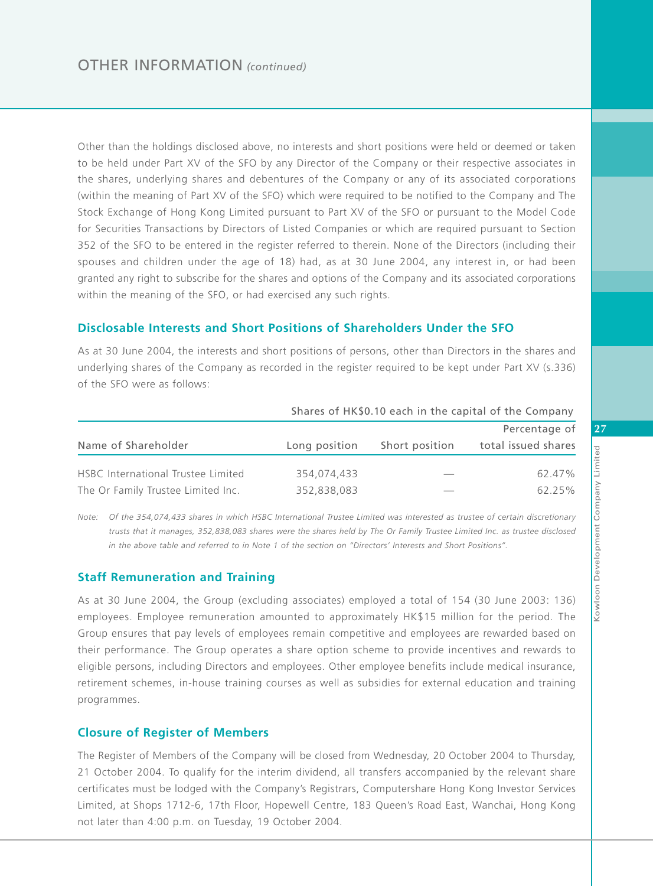Other than the holdings disclosed above, no interests and short positions were held or deemed or taken to be held under Part XV of the SFO by any Director of the Company or their respective associates in the shares, underlying shares and debentures of the Company or any of its associated corporations (within the meaning of Part XV of the SFO) which were required to be notified to the Company and The Stock Exchange of Hong Kong Limited pursuant to Part XV of the SFO or pursuant to the Model Code for Securities Transactions by Directors of Listed Companies or which are required pursuant to Section 352 of the SFO to be entered in the register referred to therein. None of the Directors (including their spouses and children under the age of 18) had, as at 30 June 2004, any interest in, or had been granted any right to subscribe for the shares and options of the Company and its associated corporations within the meaning of the SFO, or had exercised any such rights.

### Disclosable Interests and Short Positions of Shareholders Under the SFO

As at 30 June 2004, the interests and short positions of persons, other than Directors in the shares and underlying shares of the Company as recorded in the register required to be kept under Part XV (s.336) of the SFO were as follows:

| | Shares of HK$0.10 each in the capital of the Company | | |
|---|---|---|---|
| Name of Shareholder | Long position | Short position | Percentage of total issued shares |
| HSBC International Trustee Limited | 354,074,433 | — | 62.47% |
| The Or Family Trustee Limited Inc. | 352,838,083 | — | 62.25% |

*Note: Of the 354,074,433 shares in which HSBC International Trustee Limited was interested as trustee of certain discretionary trusts that it manages, 352,838,083 shares were the shares held by The Or Family Trustee Limited Inc. as trustee disclosed in the above table and referred to in Note 1 of the section on "Directors' Interests and Short Positions".*

### Staff Remuneration and Training

As at 30 June 2004, the Group (excluding associates) employed a total of 154 (30 June 2003: 136) employees. Employee remuneration amounted to approximately HK$15 million for the period. The Group ensures that pay levels of employees remain competitive and employees are rewarded based on their performance. The Group operates a share option scheme to provide incentives and rewards to eligible persons, including Directors and employees. Other employee benefits include medical insurance, retirement schemes, in-house training courses as well as subsidies for external education and training programmes.

### Closure of Register of Members

The Register of Members of the Company will be closed from Wednesday, 20 October 2004 to Thursday, 21 October 2004. To qualify for the interim dividend, all transfers accompanied by the relevant share certificates must be lodged with the Company's Registrars, Computershare Hong Kong Investor Services Limited, at Shops 1712-6, 17th Floor, Hopewell Centre, 183 Queen's Road East, Wanchai, Hong Kong not later than 4:00 p.m. on Tuesday, 19 October 2004.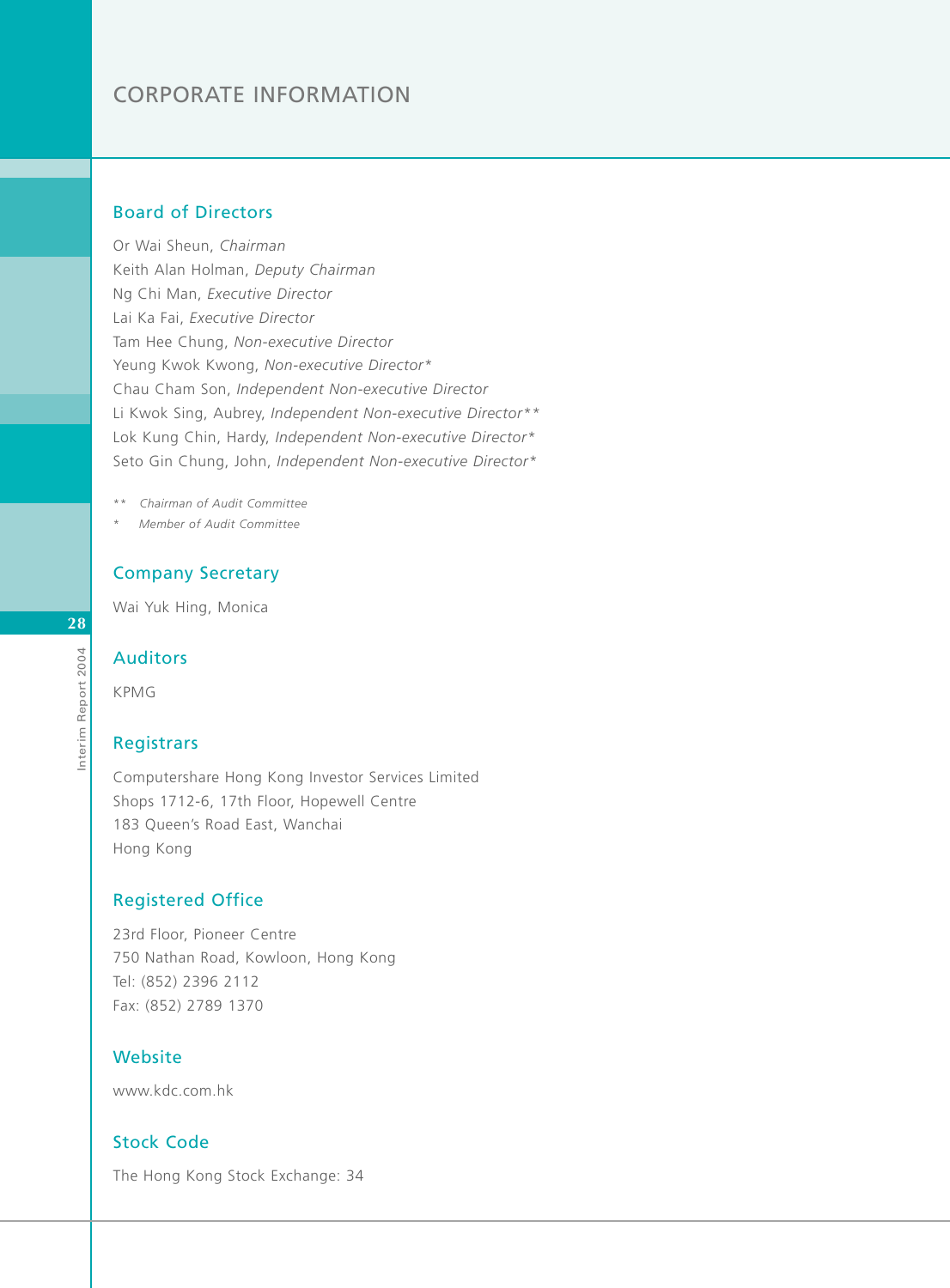# CORPORATE INFORMATION

## Board of Directors

Or Wai Sheun, *Chairman*
Keith Alan Holman, *Deputy Chairman*
Ng Chi Man, *Executive Director*
Lai Ka Fai, *Executive Director*
Tam Hee Chung, *Non-executive Director*
Yeung Kwok Kwong, *Non-executive Director**
Chau Cham Son, *Independent Non-executive Director*
Li Kwok Sing, Aubrey, *Independent Non-executive Director***
Lok Kung Chin, Hardy, *Independent Non-executive Director**
Seto Gin Chung, John, *Independent Non-executive Director**

** *Chairman of Audit Committee*
* *Member of Audit Committee*

## Company Secretary

Wai Yuk Hing, Monica

## Auditors

KPMG

## Registrars

Computershare Hong Kong Investor Services Limited
Shops 1712-6, 17th Floor, Hopewell Centre
183 Queen's Road East, Wanchai
Hong Kong

## Registered Office

23rd Floor, Pioneer Centre
750 Nathan Road, Kowloon, Hong Kong
Tel: (852) 2396 2112
Fax: (852) 2789 1370

## Website

www.kdc.com.hk

## Stock Code

The Hong Kong Stock Exchange: 34